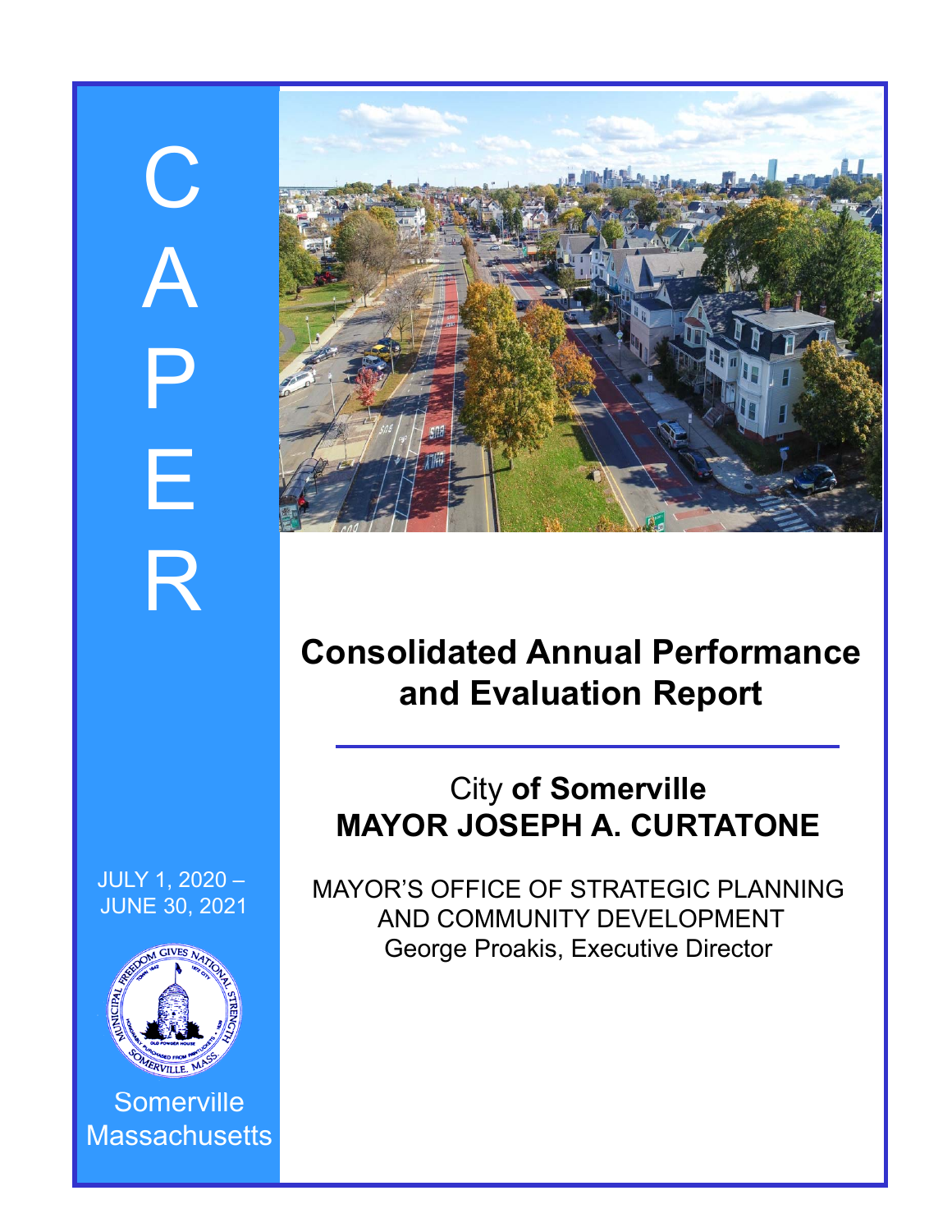# CAPER

# Consolidated Annual Performance and Evaluation Report

## City of Somerville
## MAYOR JOSEPH A. CURTATONE

MAYOR'S OFFICE OF STRATEGIC PLANNING AND COMMUNITY DEVELOPMENT
George Proakis, Executive Director

JULY 1, 2020 – JUNE 30, 2021

Somerville Massachusetts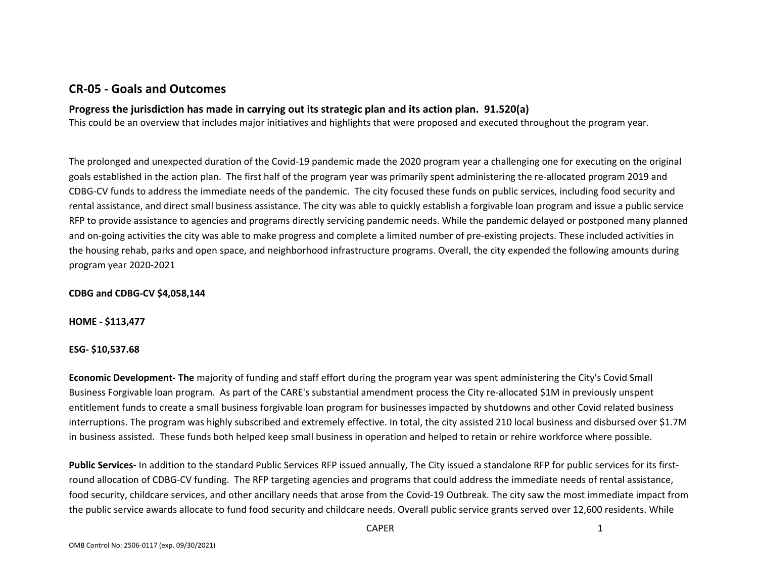## CR-05 - Goals and Outcomes

### Progress the jurisdiction has made in carrying out its strategic plan and its action plan. 91.520(a)

This could be an overview that includes major initiatives and highlights that were proposed and executed throughout the program year.

The prolonged and unexpected duration of the Covid-19 pandemic made the 2020 program year a challenging one for executing on the original goals established in the action plan. The first half of the program year was primarily spent administering the re-allocated program 2019 and CDBG-CV funds to address the immediate needs of the pandemic. The city focused these funds on public services, including food security and rental assistance, and direct small business assistance. The city was able to quickly establish a forgivable loan program and issue a public service RFP to provide assistance to agencies and programs directly servicing pandemic needs. While the pandemic delayed or postponed many planned and on-going activities the city was able to make progress and complete a limited number of pre-existing projects. These included activities in the housing rehab, parks and open space, and neighborhood infrastructure programs. Overall, the city expended the following amounts during program year 2020-2021

**CDBG and CDBG-CV $4,058,144**

**HOME - $113,477**

**ESG- $10,537.68**

**Economic Development- The** majority of funding and staff effort during the program year was spent administering the City's Covid Small Business Forgivable loan program. As part of the CARE's substantial amendment process the City re-allocated $1M in previously unspent entitlement funds to create a small business forgivable loan program for businesses impacted by shutdowns and other Covid related business interruptions. The program was highly subscribed and extremely effective. In total, the city assisted 210 local business and disbursed over $1.7M in business assisted. These funds both helped keep small business in operation and helped to retain or rehire workforce where possible.

**Public Services-** In addition to the standard Public Services RFP issued annually, The City issued a standalone RFP for public services for its first-round allocation of CDBG-CV funding. The RFP targeting agencies and programs that could address the immediate needs of rental assistance, food security, childcare services, and other ancillary needs that arose from the Covid-19 Outbreak. The city saw the most immediate impact from the public service awards allocate to fund food security and childcare needs. Overall public service grants served over 12,600 residents. While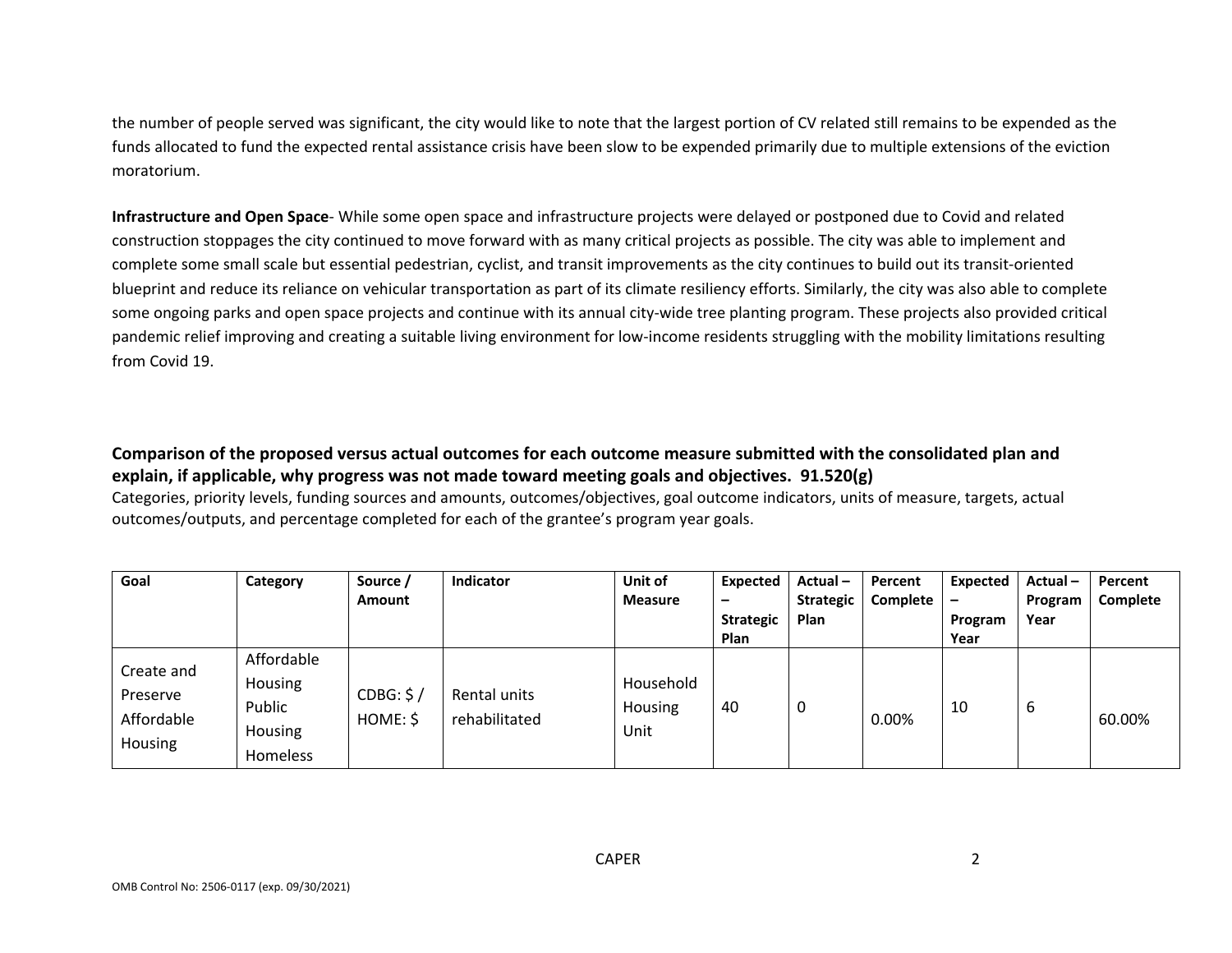the number of people served was significant, the city would like to note that the largest portion of CV related still remains to be expended as the funds allocated to fund the expected rental assistance crisis have been slow to be expended primarily due to multiple extensions of the eviction moratorium.

**Infrastructure and Open Space**- While some open space and infrastructure projects were delayed or postponed due to Covid and related construction stoppages the city continued to move forward with as many critical projects as possible. The city was able to implement and complete some small scale but essential pedestrian, cyclist, and transit improvements as the city continues to build out its transit-oriented blueprint and reduce its reliance on vehicular transportation as part of its climate resiliency efforts. Similarly, the city was also able to complete some ongoing parks and open space projects and continue with its annual city-wide tree planting program. These projects also provided critical pandemic relief improving and creating a suitable living environment for low-income residents struggling with the mobility limitations resulting from Covid 19.

### Comparison of the proposed versus actual outcomes for each outcome measure submitted with the consolidated plan and explain, if applicable, why progress was not made toward meeting goals and objectives. 91.520(g)

Categories, priority levels, funding sources and amounts, outcomes/objectives, goal outcome indicators, units of measure, targets, actual outcomes/outputs, and percentage completed for each of the grantee's program year goals.

| Goal | Category | Source / Amount | Indicator | Unit of Measure | Expected – Strategic Plan | Actual – Strategic Plan | Percent Complete | Expected – Program Year | Actual – Program Year | Percent Complete |
|---|---|---|---|---|---|---|---|---|---|---|
| Create and Preserve Affordable Housing | Affordable Housing Public Housing Homeless | CDBG: $ / HOME: $ | Rental units rehabilitated | Household Housing Unit | 40 | 0 | 0.00% | 10 | 6 | 60.00% |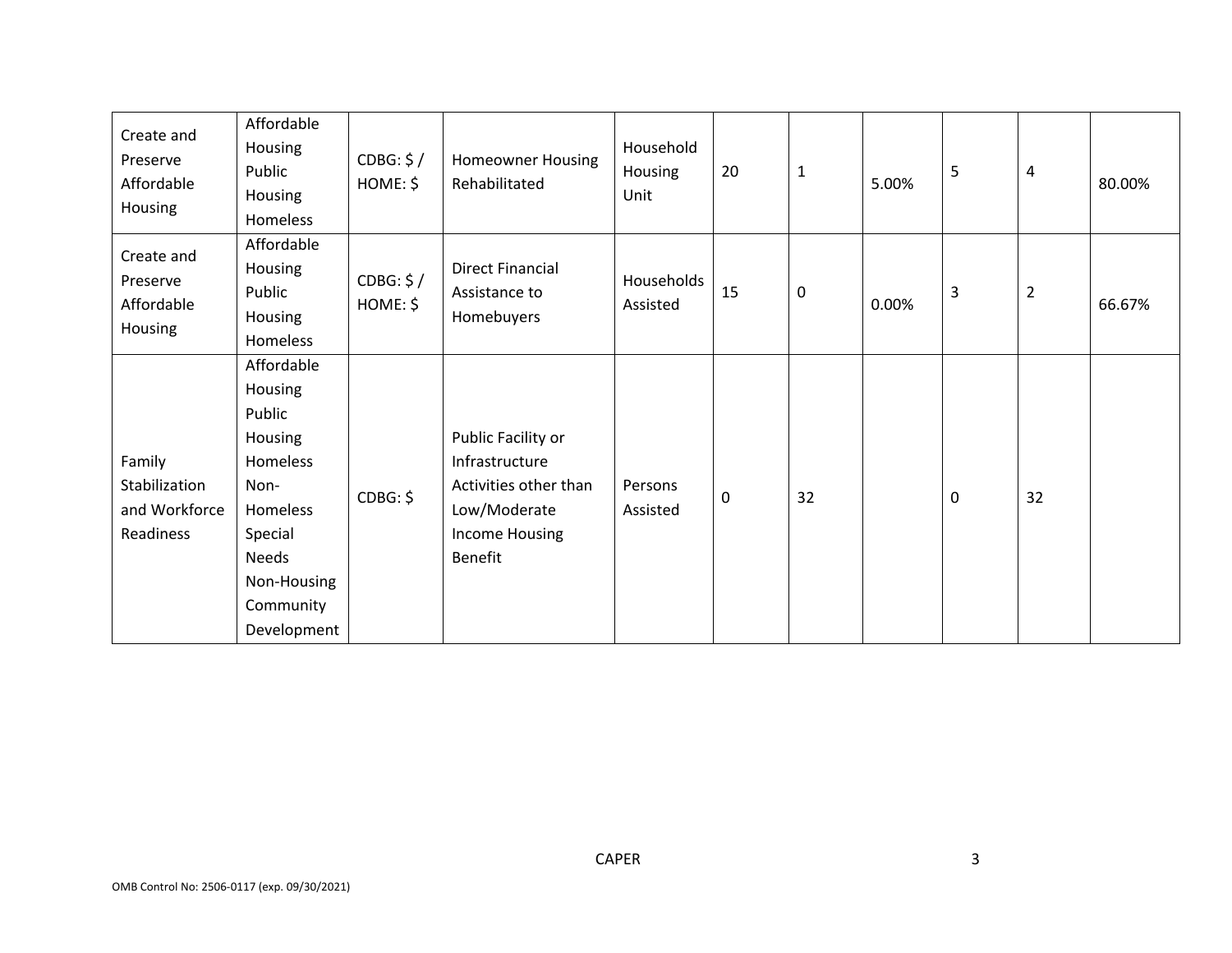| Create and Preserve Affordable Housing | Affordable Housing Public Housing Homeless | CDBG: $ / HOME: $ | Homeowner Housing Rehabilitated | Household Housing Unit | 20 | 1 | 5.00% | 5 | 4 | 80.00% |
|---|---|---|---|---|---|---|---|---|---|---|
| Create and Preserve Affordable Housing | Affordable Housing Public Housing Homeless | CDBG: $ / HOME: $ | Direct Financial Assistance to Homebuyers | Households Assisted | 15 | 0 | 0.00% | 3 | 2 | 66.67% |
| Family Stabilization and Workforce Readiness | Affordable Housing Public Housing Homeless Non-Homeless Special Needs Non-Housing Community Development | CDBG: $ | Public Facility or Infrastructure Activities other than Low/Moderate Income Housing Benefit | Persons Assisted | 0 | 32 | | 0 | 32 | |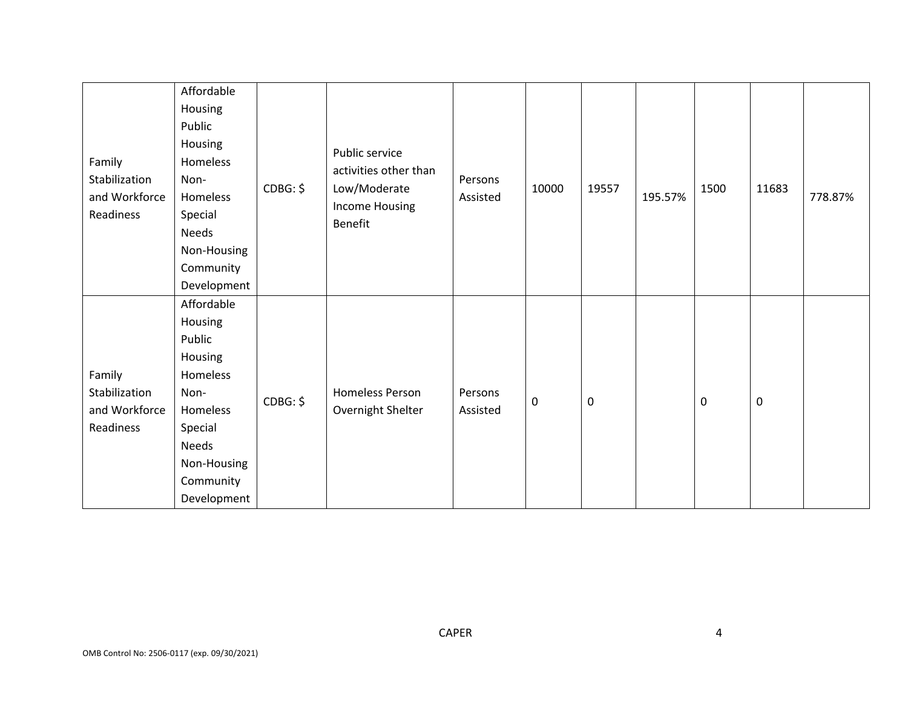| | | | | | | | | | | |
|---|---|---|---|---|---|---|---|---|---|---|
| Family Stabilization and Workforce Readiness | Affordable Housing Public Housing Homeless Non-Homeless Special Needs Non-Housing Community Development | CDBG: $ | Public service activities other than Low/Moderate Income Housing Benefit | Persons Assisted | 10000 | 19557 | 195.57% | 1500 | 11683 | 778.87% |
| Family Stabilization and Workforce Readiness | Affordable Housing Public Housing Homeless Non-Homeless Special Needs Non-Housing Community Development | CDBG: $ | Homeless Person Overnight Shelter | Persons Assisted | 0 | 0 | | 0 | 0 | |

OMB Control No: 2506-0117 (exp. 09/30/2021)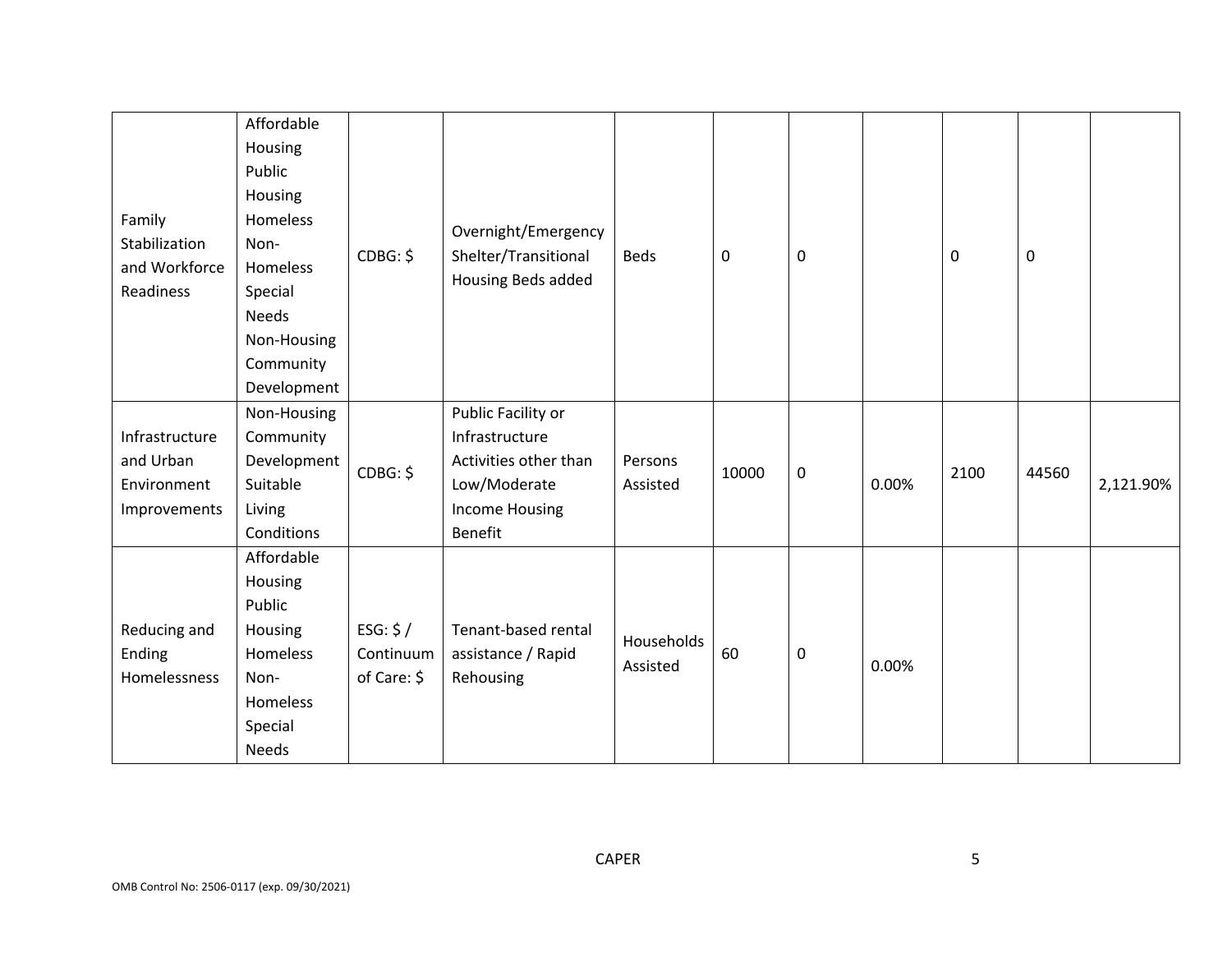| | | | | | | | | | | |
|---|---|---|---|---|---|---|---|---|---|---|
| Family Stabilization and Workforce Readiness | Affordable Housing Public Housing Homeless Non-Homeless Special Needs Non-Housing Community Development | CDBG: $ | Overnight/Emergency Shelter/Transitional Housing Beds added | Beds | 0 | 0 | | 0 | 0 | |
| Infrastructure and Urban Environment Improvements | Non-Housing Community Development Suitable Living Conditions | CDBG: $ | Public Facility or Infrastructure Activities other than Low/Moderate Income Housing Benefit | Persons Assisted | 10000 | 0 | 0.00% | 2100 | 44560 | 2,121.90% |
| Reducing and Ending Homelessness | Affordable Housing Public Housing Homeless Non-Homeless Special Needs | ESG: $ / Continuum of Care: $ | Tenant-based rental assistance / Rapid Rehousing | Households Assisted | 60 | 0 | 0.00% | | | |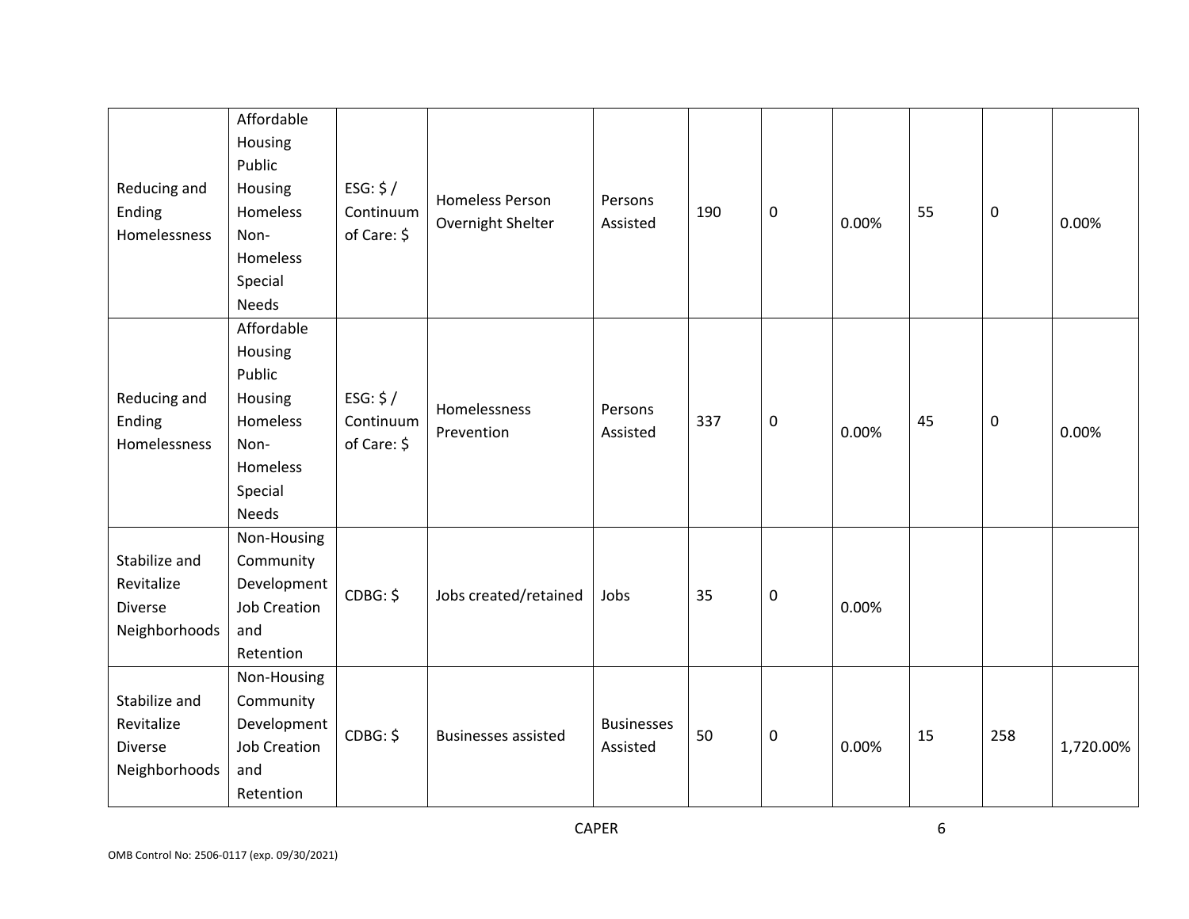| Reducing and Ending Homelessness | Affordable Housing Public Housing Homeless Non-Homeless Special Needs | ESG: $ / Continuum of Care: $ | Homeless Person Overnight Shelter | Persons Assisted | 190 | 0 | 0.00% | 55 | 0 | 0.00% |
|---|---|---|---|---|---|---|---|---|---|---|
| Reducing and Ending Homelessness | Affordable Housing Public Housing Homeless Non-Homeless Special Needs | ESG: $ / Continuum of Care: $ | Homelessness Prevention | Persons Assisted | 337 | 0 | 0.00% | 45 | 0 | 0.00% |
| Stabilize and Revitalize Diverse Neighborhoods | Non-Housing Community Development Job Creation and Retention | CDBG: $ | Jobs created/retained | Jobs | 35 | 0 | 0.00% | | | |
| Stabilize and Revitalize Diverse Neighborhoods | Non-Housing Community Development Job Creation and Retention | CDBG: $ | Businesses assisted | Businesses Assisted | 50 | 0 | 0.00% | 15 | 258 | 1,720.00% |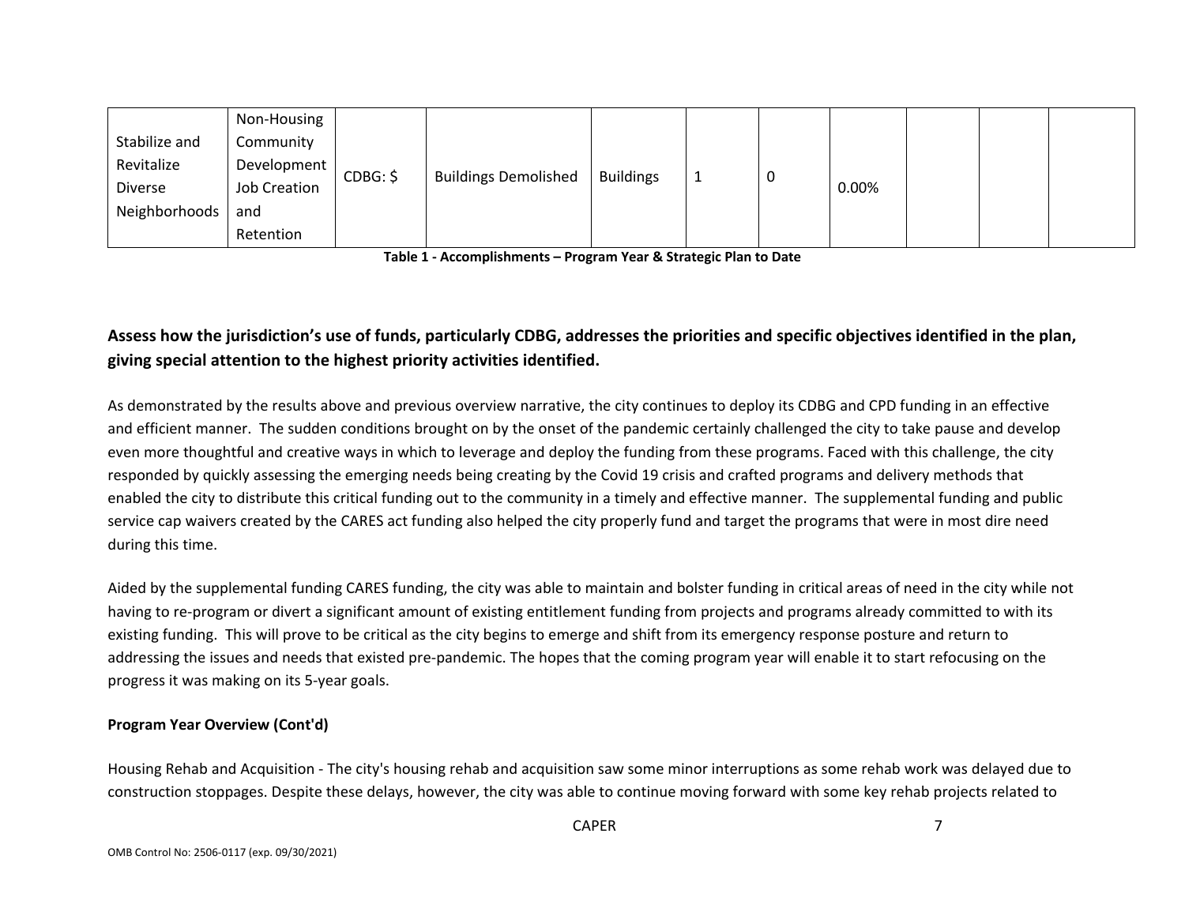| Stabilize and Revitalize Diverse Neighborhoods | Non-Housing Community Development Job Creation and Retention | CDBG: $ | Buildings Demolished | Buildings | 1 | 0 | 0.00% | | | |
|---|---|---|---|---|---|---|---|---|---|---|

**Table 1 - Accomplishments – Program Year & Strategic Plan to Date**

## Assess how the jurisdiction's use of funds, particularly CDBG, addresses the priorities and specific objectives identified in the plan, giving special attention to the highest priority activities identified.

As demonstrated by the results above and previous overview narrative, the city continues to deploy its CDBG and CPD funding in an effective and efficient manner. The sudden conditions brought on by the onset of the pandemic certainly challenged the city to take pause and develop even more thoughtful and creative ways in which to leverage and deploy the funding from these programs. Faced with this challenge, the city responded by quickly assessing the emerging needs being creating by the Covid 19 crisis and crafted programs and delivery methods that enabled the city to distribute this critical funding out to the community in a timely and effective manner. The supplemental funding and public service cap waivers created by the CARES act funding also helped the city properly fund and target the programs that were in most dire need during this time.

Aided by the supplemental funding CARES funding, the city was able to maintain and bolster funding in critical areas of need in the city while not having to re-program or divert a significant amount of existing entitlement funding from projects and programs already committed to with its existing funding. This will prove to be critical as the city begins to emerge and shift from its emergency response posture and return to addressing the issues and needs that existed pre-pandemic. The hopes that the coming program year will enable it to start refocusing on the progress it was making on its 5-year goals.

**Program Year Overview (Cont'd)**

Housing Rehab and Acquisition - The city's housing rehab and acquisition saw some minor interruptions as some rehab work was delayed due to construction stoppages. Despite these delays, however, the city was able to continue moving forward with some key rehab projects related to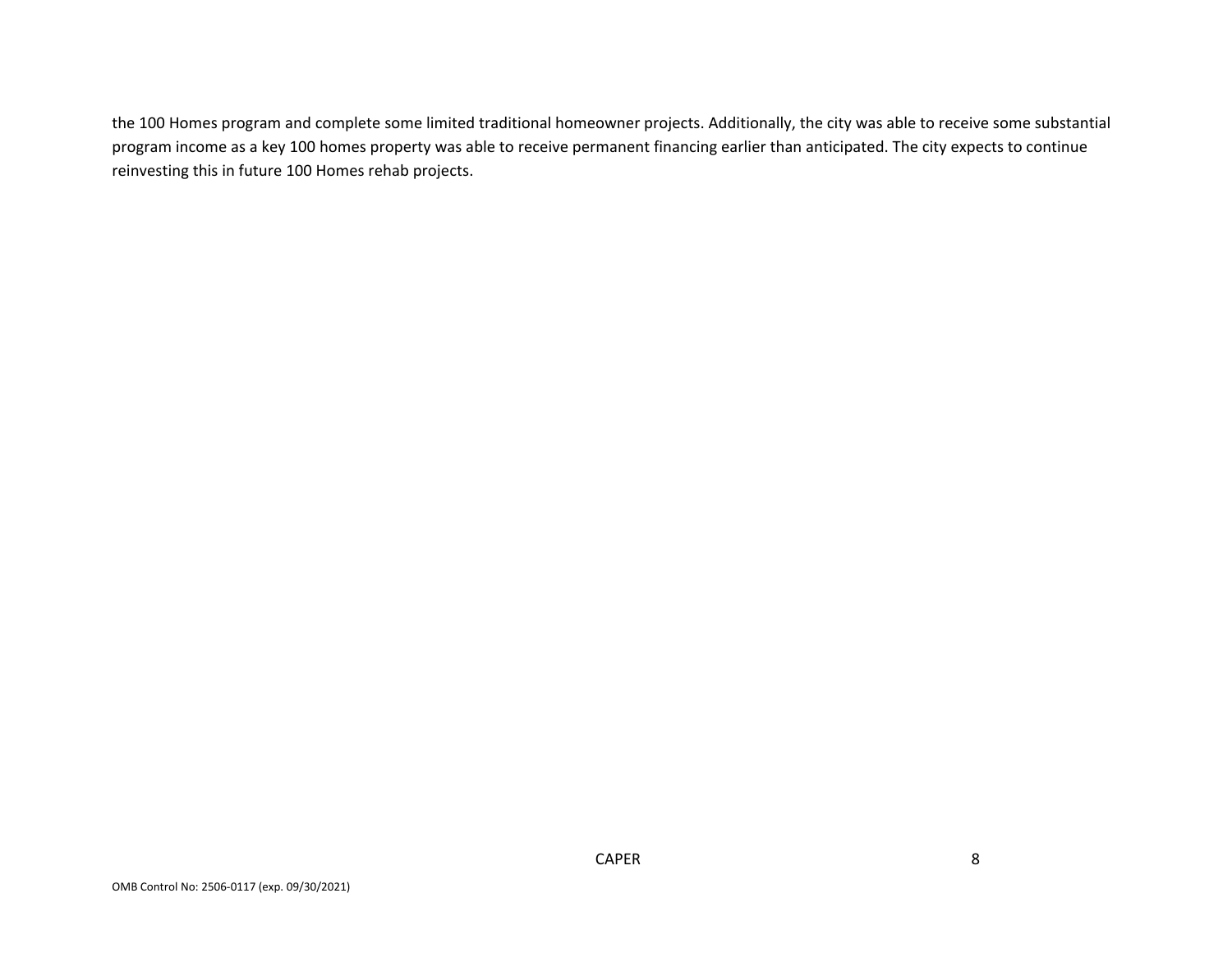the 100 Homes program and complete some limited traditional homeowner projects. Additionally, the city was able to receive some substantial program income as a key 100 homes property was able to receive permanent financing earlier than anticipated. The city expects to continue reinvesting this in future 100 Homes rehab projects.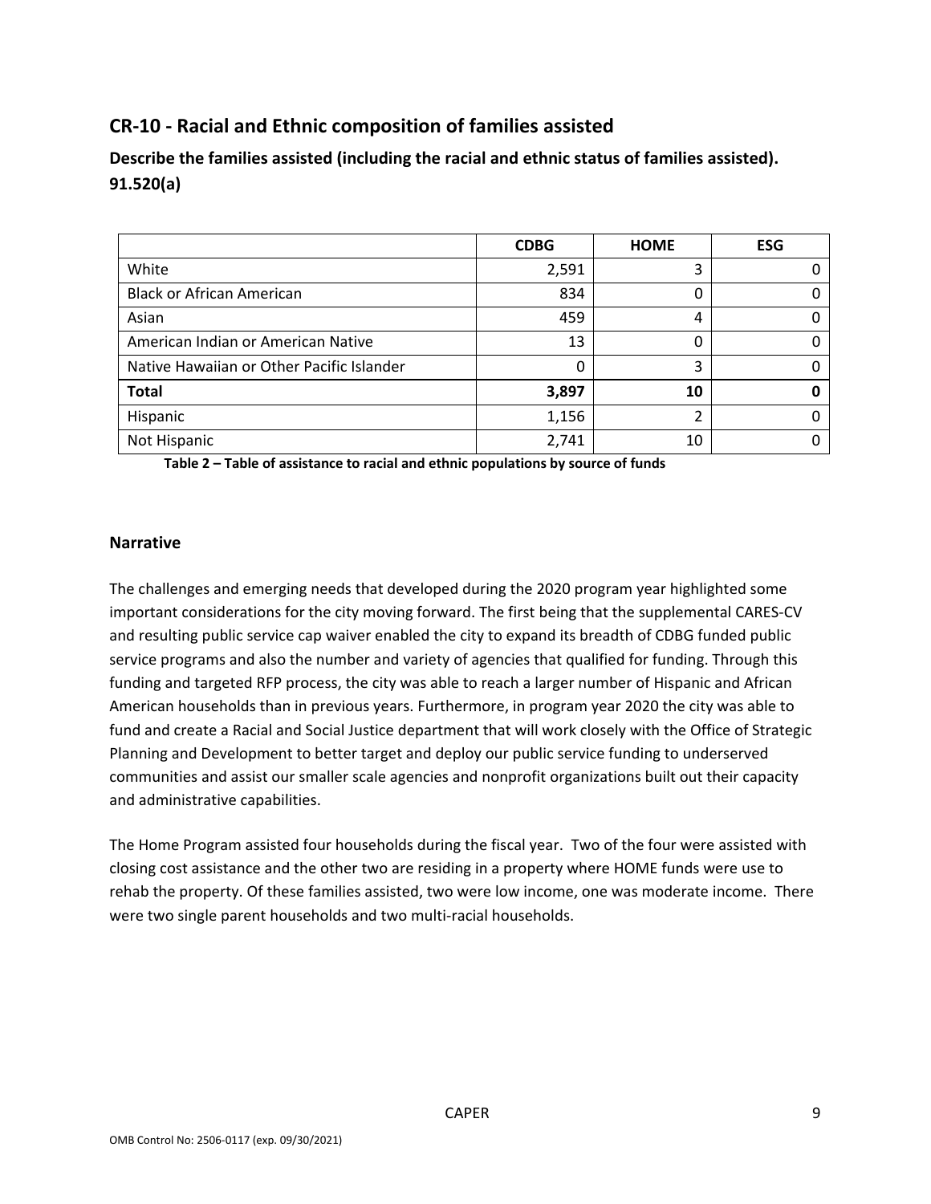## CR-10 - Racial and Ethnic composition of families assisted

### Describe the families assisted (including the racial and ethnic status of families assisted). 91.520(a)

| | CDBG | HOME | ESG |
|---|---|---|---|
| White | 2,591 | 3 | 0 |
| Black or African American | 834 | 0 | 0 |
| Asian | 459 | 4 | 0 |
| American Indian or American Native | 13 | 0 | 0 |
| Native Hawaiian or Other Pacific Islander | 0 | 3 | 0 |
| **Total** | **3,897** | **10** | **0** |
| Hispanic | 1,156 | 2 | 0 |
| Not Hispanic | 2,741 | 10 | 0 |

**Table 2 – Table of assistance to racial and ethnic populations by source of funds**

### Narrative

The challenges and emerging needs that developed during the 2020 program year highlighted some important considerations for the city moving forward. The first being that the supplemental CARES-CV and resulting public service cap waiver enabled the city to expand its breadth of CDBG funded public service programs and also the number and variety of agencies that qualified for funding. Through this funding and targeted RFP process, the city was able to reach a larger number of Hispanic and African American households than in previous years. Furthermore, in program year 2020 the city was able to fund and create a Racial and Social Justice department that will work closely with the Office of Strategic Planning and Development to better target and deploy our public service funding to underserved communities and assist our smaller scale agencies and nonprofit organizations built out their capacity and administrative capabilities.

The Home Program assisted four households during the fiscal year. Two of the four were assisted with closing cost assistance and the other two are residing in a property where HOME funds were use to rehab the property. Of these families assisted, two were low income, one was moderate income. There were two single parent households and two multi-racial households.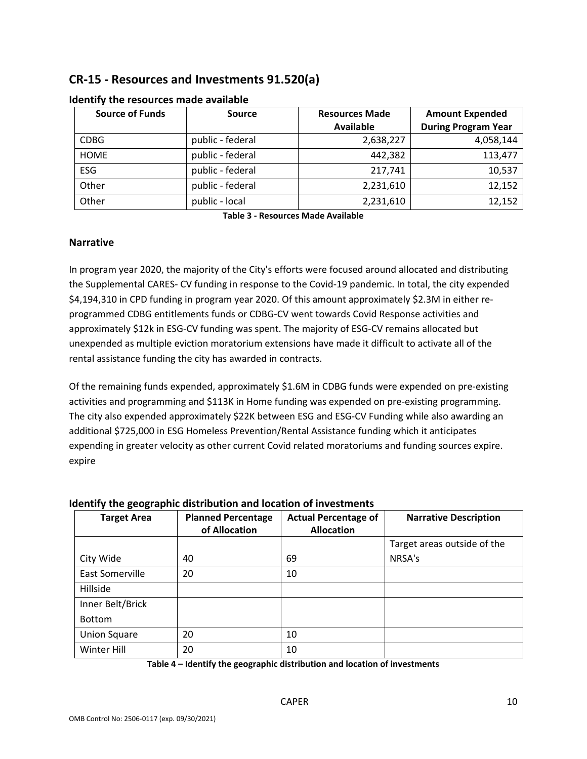## CR-15 - Resources and Investments 91.520(a)

### Identify the resources made available

| Source of Funds | Source | Resources Made Available | Amount Expended During Program Year |
|---|---|---|---|
| CDBG | public - federal | 2,638,227 | 4,058,144 |
| HOME | public - federal | 442,382 | 113,477 |
| ESG | public - federal | 217,741 | 10,537 |
| Other | public - federal | 2,231,610 | 12,152 |
| Other | public - local | 2,231,610 | 12,152 |

**Table 3 - Resources Made Available**

### Narrative

In program year 2020, the majority of the City's efforts were focused around allocated and distributing the Supplemental CARES- CV funding in response to the Covid-19 pandemic. In total, the city expended $4,194,310 in CPD funding in program year 2020. Of this amount approximately $2.3M in either re-programmed CDBG entitlements funds or CDBG-CV went towards Covid Response activities and approximately $12k in ESG-CV funding was spent. The majority of ESG-CV remains allocated but unexpended as multiple eviction moratorium extensions have made it difficult to activate all of the rental assistance funding the city has awarded in contracts.

Of the remaining funds expended, approximately $1.6M in CDBG funds were expended on pre-existing activities and programming and $113K in Home funding was expended on pre-existing programming. The city also expended approximately $22K between ESG and ESG-CV Funding while also awarding an additional $725,000 in ESG Homeless Prevention/Rental Assistance funding which it anticipates expending in greater velocity as other current Covid related moratoriums and funding sources expire. expire

### Identify the geographic distribution and location of investments

| Target Area | Planned Percentage of Allocation | Actual Percentage of Allocation | Narrative Description |
|---|---|---|---|
| City Wide | 40 | 69 | Target areas outside of the NRSA's |
| East Somerville | 20 | 10 | |
| Hillside | | | |
| Inner Belt/Brick Bottom | | | |
| Union Square | 20 | 10 | |
| Winter Hill | 20 | 10 | |

**Table 4 – Identify the geographic distribution and location of investments**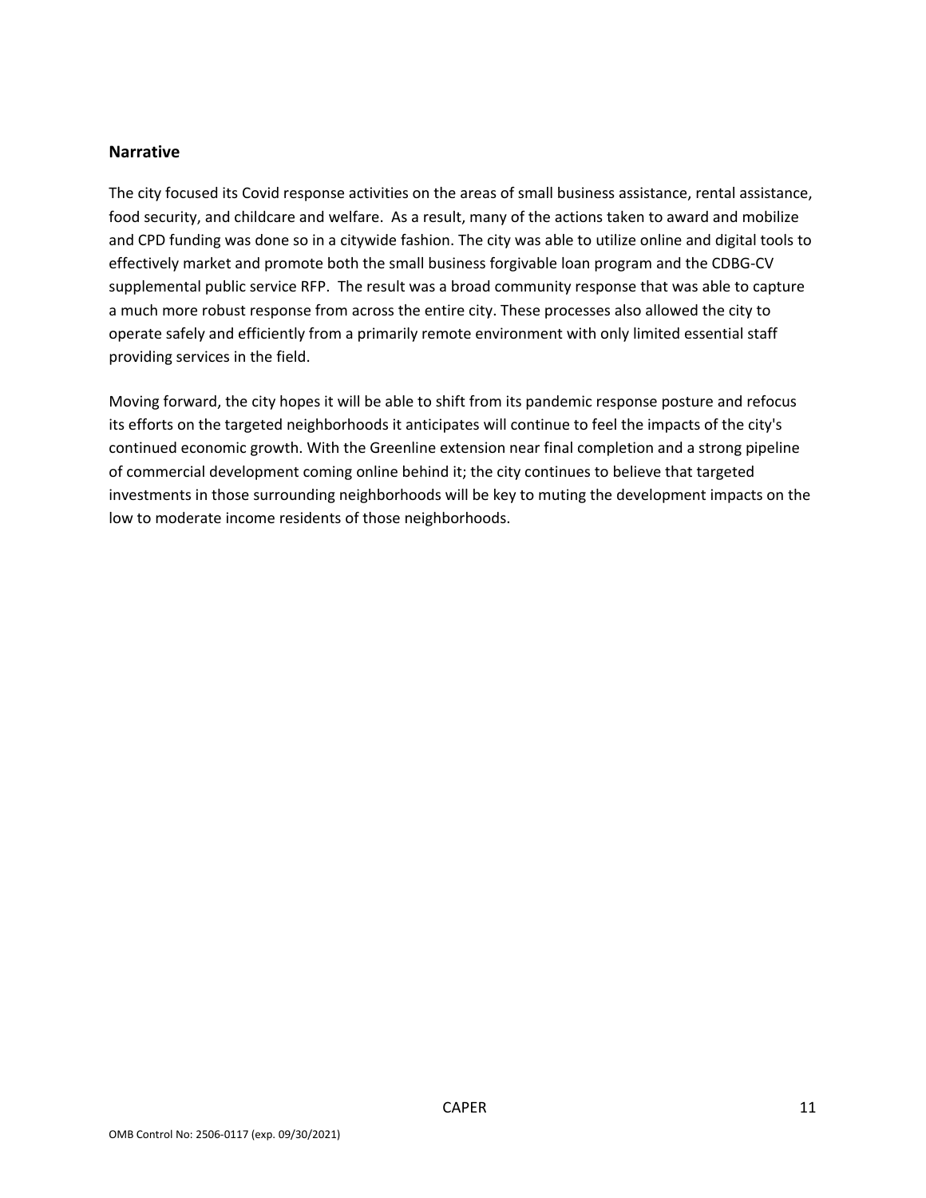## Narrative

The city focused its Covid response activities on the areas of small business assistance, rental assistance, food security, and childcare and welfare. As a result, many of the actions taken to award and mobilize and CPD funding was done so in a citywide fashion. The city was able to utilize online and digital tools to effectively market and promote both the small business forgivable loan program and the CDBG-CV supplemental public service RFP. The result was a broad community response that was able to capture a much more robust response from across the entire city. These processes also allowed the city to operate safely and efficiently from a primarily remote environment with only limited essential staff providing services in the field.

Moving forward, the city hopes it will be able to shift from its pandemic response posture and refocus its efforts on the targeted neighborhoods it anticipates will continue to feel the impacts of the city's continued economic growth. With the Greenline extension near final completion and a strong pipeline of commercial development coming online behind it; the city continues to believe that targeted investments in those surrounding neighborhoods will be key to muting the development impacts on the low to moderate income residents of those neighborhoods.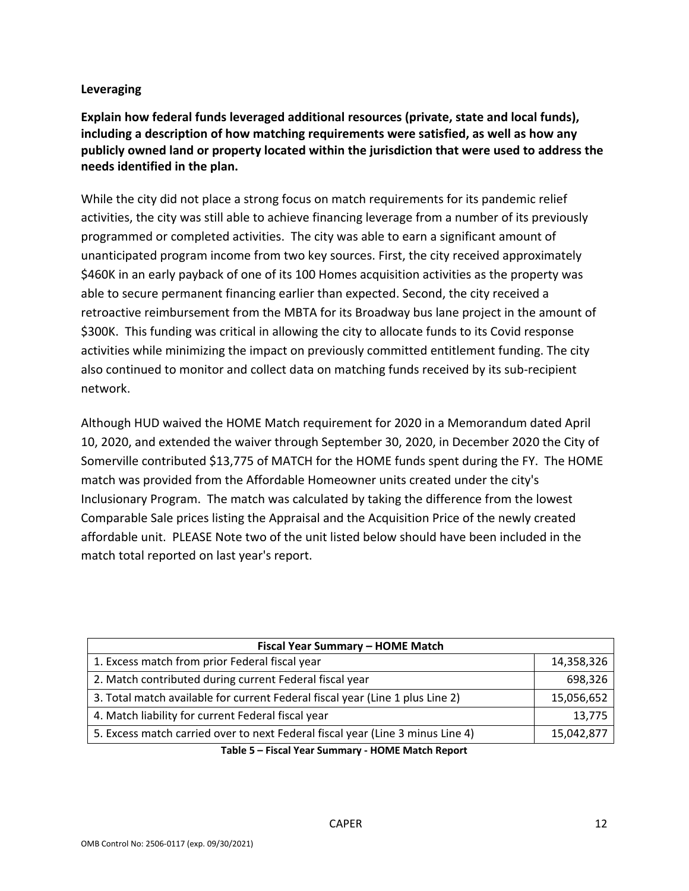**Leveraging**

**Explain how federal funds leveraged additional resources (private, state and local funds), including a description of how matching requirements were satisfied, as well as how any publicly owned land or property located within the jurisdiction that were used to address the needs identified in the plan.**

While the city did not place a strong focus on match requirements for its pandemic relief activities, the city was still able to achieve financing leverage from a number of its previously programmed or completed activities. The city was able to earn a significant amount of unanticipated program income from two key sources. First, the city received approximately $460K in an early payback of one of its 100 Homes acquisition activities as the property was able to secure permanent financing earlier than expected. Second, the city received a retroactive reimbursement from the MBTA for its Broadway bus lane project in the amount of $300K. This funding was critical in allowing the city to allocate funds to its Covid response activities while minimizing the impact on previously committed entitlement funding. The city also continued to monitor and collect data on matching funds received by its sub-recipient network.

Although HUD waived the HOME Match requirement for 2020 in a Memorandum dated April 10, 2020, and extended the waiver through September 30, 2020, in December 2020 the City of Somerville contributed $13,775 of MATCH for the HOME funds spent during the FY. The HOME match was provided from the Affordable Homeowner units created under the city's Inclusionary Program. The match was calculated by taking the difference from the lowest Comparable Sale prices listing the Appraisal and the Acquisition Price of the newly created affordable unit. PLEASE Note two of the unit listed below should have been included in the match total reported on last year's report.

| Fiscal Year Summary – HOME Match | |
|---|---|
| 1. Excess match from prior Federal fiscal year | 14,358,326 |
| 2. Match contributed during current Federal fiscal year | 698,326 |
| 3. Total match available for current Federal fiscal year (Line 1 plus Line 2) | 15,056,652 |
| 4. Match liability for current Federal fiscal year | 13,775 |
| 5. Excess match carried over to next Federal fiscal year (Line 3 minus Line 4) | 15,042,877 |

**Table 5 – Fiscal Year Summary - HOME Match Report**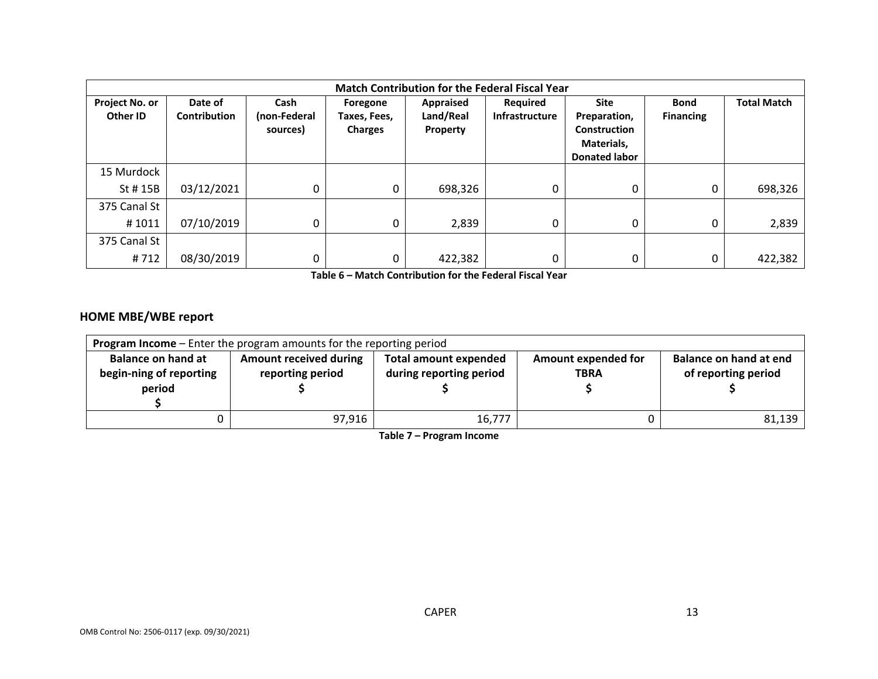| Match Contribution for the Federal Fiscal Year | | | | | | | | |
|---|---|---|---|---|---|---|---|---|
| Project No. or Other ID | Date of Contribution | Cash (non-Federal sources) | Foregone Taxes, Fees, Charges | Appraised Land/Real Property | Required Infrastructure | Site Preparation, Construction Materials, Donated labor | Bond Financing | Total Match |
| 15 Murdock St # 15B | 03/12/2021 | 0 | 0 | 698,326 | 0 | 0 | 0 | 698,326 |
| 375 Canal St # 1011 | 07/10/2019 | 0 | 0 | 2,839 | 0 | 0 | 0 | 2,839 |
| 375 Canal St # 712 | 08/30/2019 | 0 | 0 | 422,382 | 0 | 0 | 0 | 422,382 |

**Table 6 – Match Contribution for the Federal Fiscal Year**

## HOME MBE/WBE report

| **Program Income** – Enter the program amounts for the reporting period | | | | |
|---|---|---|---|---|
| Balance on hand at begin-ning of reporting period $ | Amount received during reporting period $ | Total amount expended during reporting period $ | Amount expended for TBRA $ | Balance on hand at end of reporting period $ |
| 0 | 97,916 | 16,777 | 0 | 81,139 |

**Table 7 – Program Income**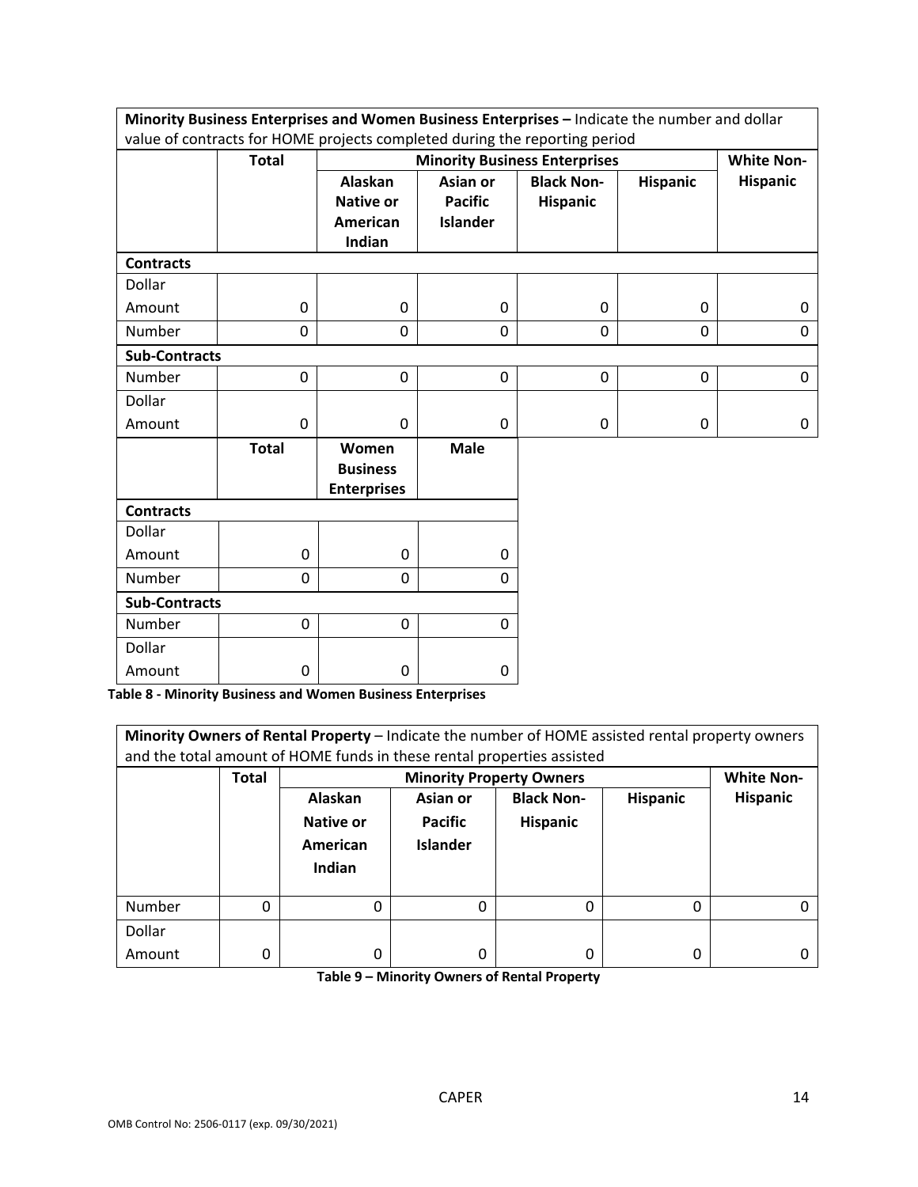| **Minority Business Enterprises and Women Business Enterprises –** Indicate the number and dollar value of contracts for HOME projects completed during the reporting period | | | | | | |
|---|---|---|---|---|---|---|
| | **Total** | **Minority Business Enterprises** | | | | **White Non-Hispanic** |
| | | **Alaskan Native or American Indian** | **Asian or Pacific Islander** | **Black Non-Hispanic** | **Hispanic** | |
| **Contracts** | | | | | | |
| Dollar Amount | 0 | 0 | 0 | 0 | 0 | 0 |
| Number | 0 | 0 | 0 | 0 | 0 | 0 |
| **Sub-Contracts** | | | | | | |
| Number | 0 | 0 | 0 | 0 | 0 | 0 |
| Dollar Amount | 0 | 0 | 0 | 0 | 0 | 0 |

| | **Total** | **Women Business Enterprises** | **Male** |
|---|---|---|---|
| **Contracts** | | | |
| Dollar Amount | 0 | 0 | 0 |
| Number | 0 | 0 | 0 |
| **Sub-Contracts** | | | |
| Number | 0 | 0 | 0 |
| Dollar Amount | 0 | 0 | 0 |

**Table 8 - Minority Business and Women Business Enterprises**

| **Minority Owners of Rental Property** – Indicate the number of HOME assisted rental property owners and the total amount of HOME funds in these rental properties assisted | | | | | | |
|---|---|---|---|---|---|---|
| | **Total** | **Minority Property Owners** | | | | **White Non-Hispanic** |
| | | **Alaskan Native or American Indian** | **Asian or Pacific Islander** | **Black Non-Hispanic** | **Hispanic** | |
| Number | 0 | 0 | 0 | 0 | 0 | 0 |
| Dollar Amount | 0 | 0 | 0 | 0 | 0 | 0 |

**Table 9 – Minority Owners of Rental Property**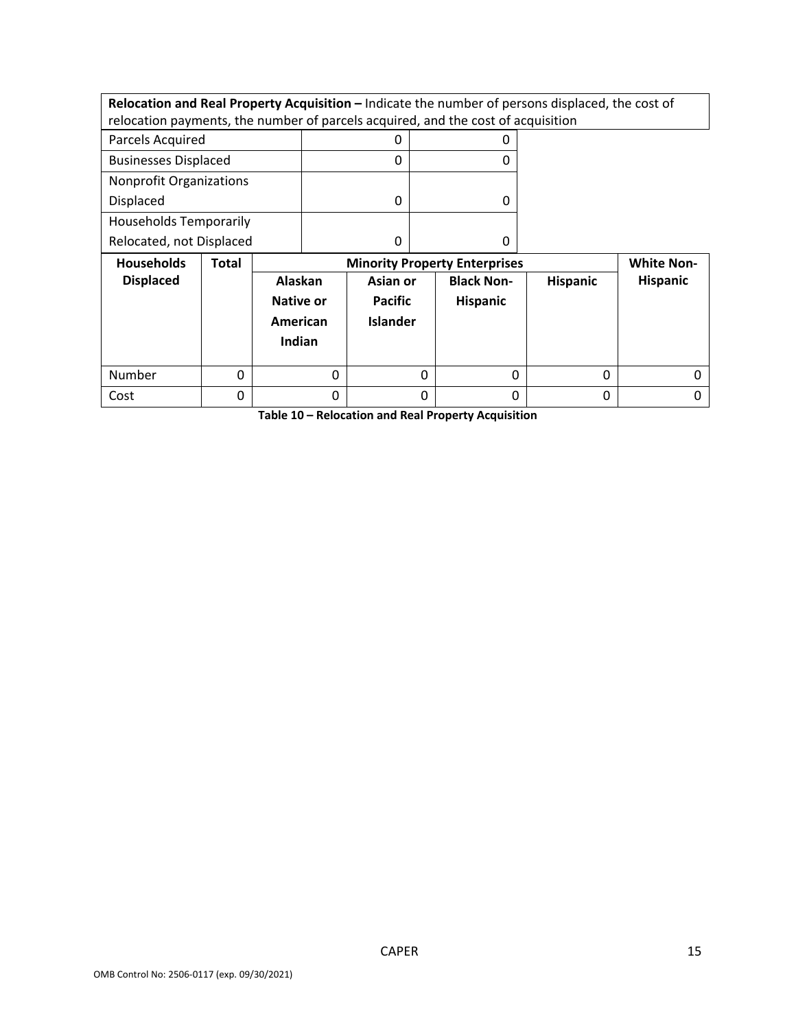| **Relocation and Real Property Acquisition –** Indicate the number of persons displaced, the cost of relocation payments, the number of parcels acquired, and the cost of acquisition | | |
|---|---|---|
| Parcels Acquired | 0 | 0 |
| Businesses Displaced | 0 | 0 |
| Nonprofit Organizations Displaced | 0 | 0 |
| Households Temporarily Relocated, not Displaced | 0 | 0 |

| **Households Displaced** | **Total** | **Minority Property Enterprises** | | | | **White Non-Hispanic** |
|---|---|---|---|---|---|---|
| | | **Alaskan Native or American Indian** | **Asian or Pacific Islander** | **Black Non-Hispanic** | **Hispanic** | |
| Number | 0 | 0 | 0 | 0 | 0 | 0 |
| Cost | 0 | 0 | 0 | 0 | 0 | 0 |

**Table 10 – Relocation and Real Property Acquisition**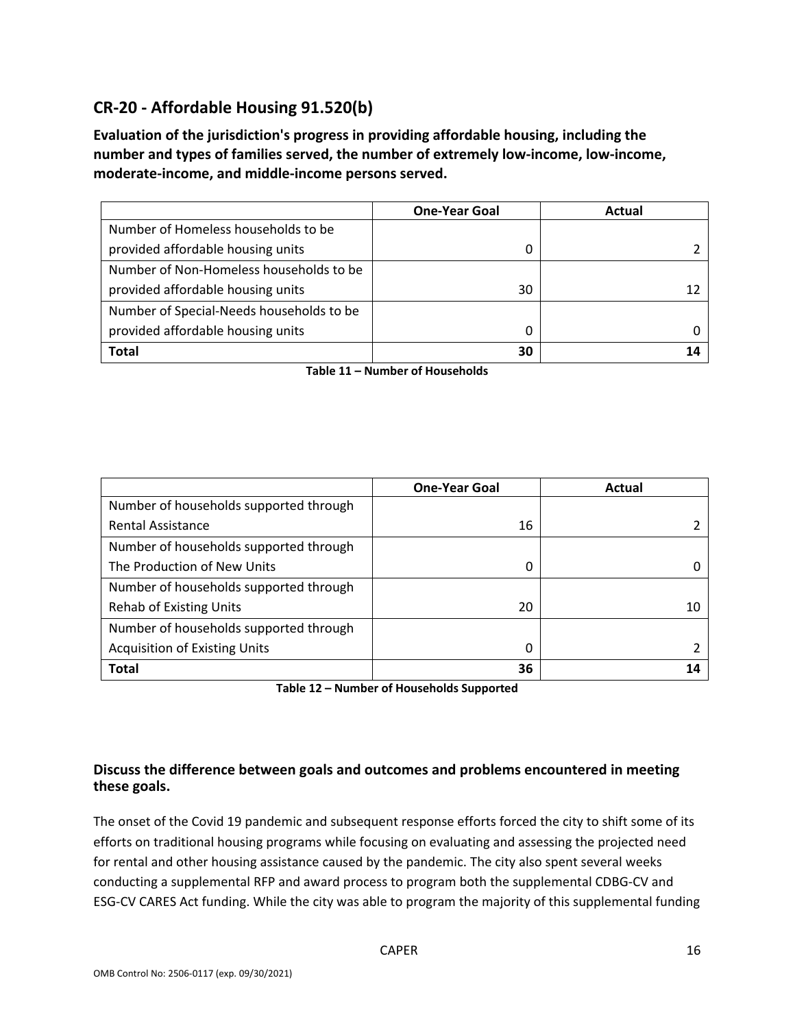## CR-20 - Affordable Housing 91.520(b)

**Evaluation of the jurisdiction's progress in providing affordable housing, including the number and types of families served, the number of extremely low-income, low-income, moderate-income, and middle-income persons served.**

| | One-Year Goal | Actual |
|---|---|---|
| Number of Homeless households to be provided affordable housing units | 0 | 2 |
| Number of Non-Homeless households to be provided affordable housing units | 30 | 12 |
| Number of Special-Needs households to be provided affordable housing units | 0 | 0 |
| **Total** | **30** | **14** |

**Table 11 – Number of Households**

| | One-Year Goal | Actual |
|---|---|---|
| Number of households supported through Rental Assistance | 16 | 2 |
| Number of households supported through The Production of New Units | 0 | 0 |
| Number of households supported through Rehab of Existing Units | 20 | 10 |
| Number of households supported through Acquisition of Existing Units | 0 | 2 |
| **Total** | **36** | **14** |

**Table 12 – Number of Households Supported**

### Discuss the difference between goals and outcomes and problems encountered in meeting these goals.

The onset of the Covid 19 pandemic and subsequent response efforts forced the city to shift some of its efforts on traditional housing programs while focusing on evaluating and assessing the projected need for rental and other housing assistance caused by the pandemic. The city also spent several weeks conducting a supplemental RFP and award process to program both the supplemental CDBG-CV and ESG-CV CARES Act funding. While the city was able to program the majority of this supplemental funding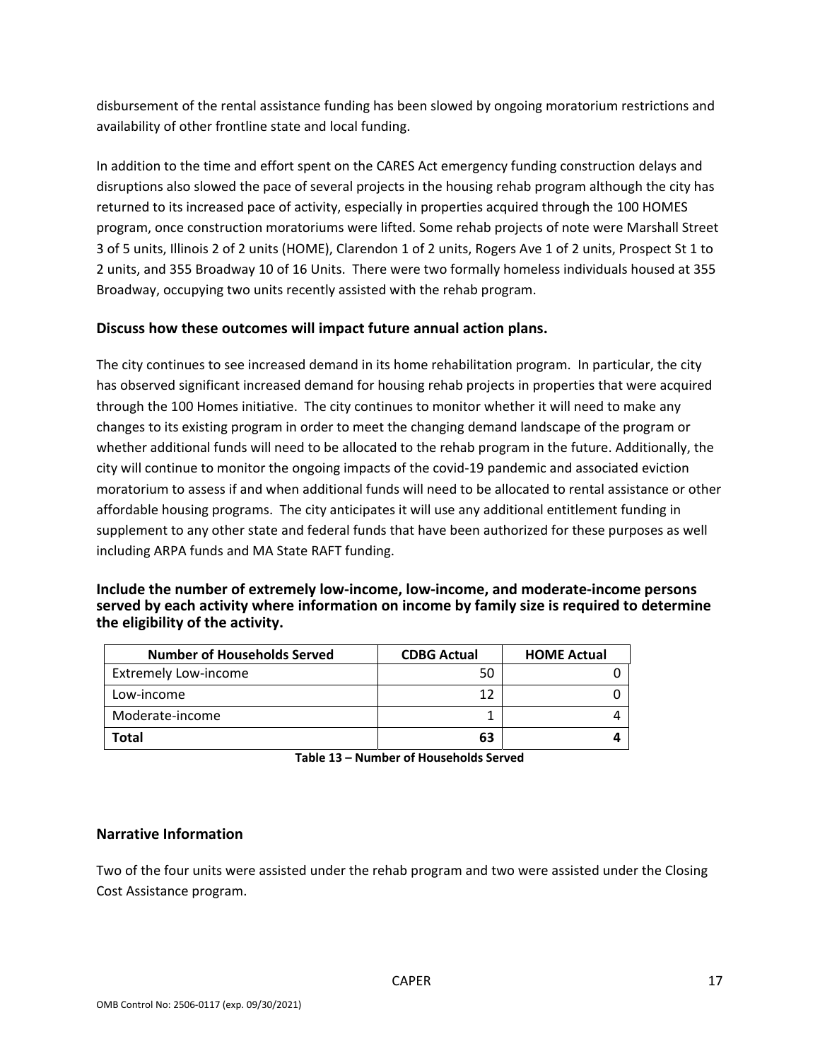disbursement of the rental assistance funding has been slowed by ongoing moratorium restrictions and availability of other frontline state and local funding.

In addition to the time and effort spent on the CARES Act emergency funding construction delays and disruptions also slowed the pace of several projects in the housing rehab program although the city has returned to its increased pace of activity, especially in properties acquired through the 100 HOMES program, once construction moratoriums were lifted. Some rehab projects of note were Marshall Street 3 of 5 units, Illinois 2 of 2 units (HOME), Clarendon 1 of 2 units, Rogers Ave 1 of 2 units, Prospect St 1 to 2 units, and 355 Broadway 10 of 16 Units. There were two formally homeless individuals housed at 355 Broadway, occupying two units recently assisted with the rehab program.

### Discuss how these outcomes will impact future annual action plans.

The city continues to see increased demand in its home rehabilitation program. In particular, the city has observed significant increased demand for housing rehab projects in properties that were acquired through the 100 Homes initiative. The city continues to monitor whether it will need to make any changes to its existing program in order to meet the changing demand landscape of the program or whether additional funds will need to be allocated to the rehab program in the future. Additionally, the city will continue to monitor the ongoing impacts of the covid-19 pandemic and associated eviction moratorium to assess if and when additional funds will need to be allocated to rental assistance or other affordable housing programs. The city anticipates it will use any additional entitlement funding in supplement to any other state and federal funds that have been authorized for these purposes as well including ARPA funds and MA State RAFT funding.

### Include the number of extremely low-income, low-income, and moderate-income persons served by each activity where information on income by family size is required to determine the eligibility of the activity.

| Number of Households Served | CDBG Actual | HOME Actual |
|---|---|---|
| Extremely Low-income | 50 | 0 |
| Low-income | 12 | 0 |
| Moderate-income | 1 | 4 |
| **Total** | **63** | **4** |

**Table 13 – Number of Households Served**

### Narrative Information

Two of the four units were assisted under the rehab program and two were assisted under the Closing Cost Assistance program.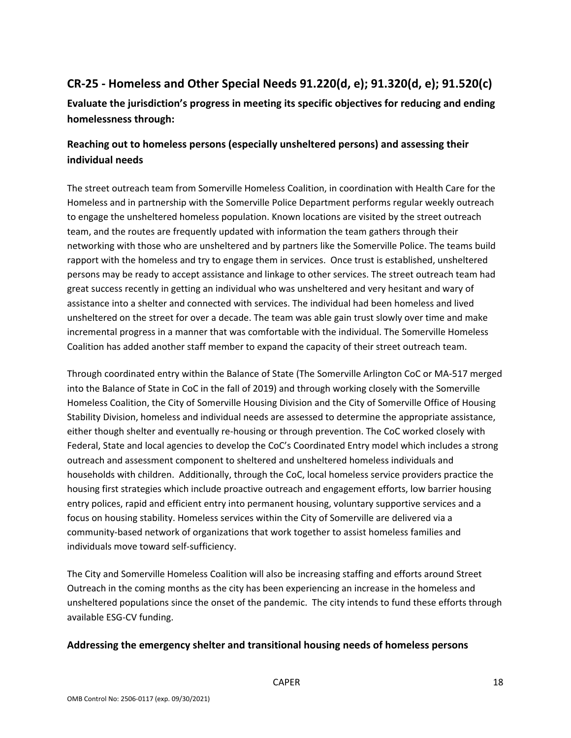## CR-25 - Homeless and Other Special Needs 91.220(d, e); 91.320(d, e); 91.520(c)

**Evaluate the jurisdiction's progress in meeting its specific objectives for reducing and ending homelessness through:**

### Reaching out to homeless persons (especially unsheltered persons) and assessing their individual needs

The street outreach team from Somerville Homeless Coalition, in coordination with Health Care for the Homeless and in partnership with the Somerville Police Department performs regular weekly outreach to engage the unsheltered homeless population. Known locations are visited by the street outreach team, and the routes are frequently updated with information the team gathers through their networking with those who are unsheltered and by partners like the Somerville Police. The teams build rapport with the homeless and try to engage them in services. Once trust is established, unsheltered persons may be ready to accept assistance and linkage to other services. The street outreach team had great success recently in getting an individual who was unsheltered and very hesitant and wary of assistance into a shelter and connected with services. The individual had been homeless and lived unsheltered on the street for over a decade. The team was able gain trust slowly over time and make incremental progress in a manner that was comfortable with the individual. The Somerville Homeless Coalition has added another staff member to expand the capacity of their street outreach team.

Through coordinated entry within the Balance of State (The Somerville Arlington CoC or MA-517 merged into the Balance of State in CoC in the fall of 2019) and through working closely with the Somerville Homeless Coalition, the City of Somerville Housing Division and the City of Somerville Office of Housing Stability Division, homeless and individual needs are assessed to determine the appropriate assistance, either though shelter and eventually re-housing or through prevention. The CoC worked closely with Federal, State and local agencies to develop the CoC's Coordinated Entry model which includes a strong outreach and assessment component to sheltered and unsheltered homeless individuals and households with children. Additionally, through the CoC, local homeless service providers practice the housing first strategies which include proactive outreach and engagement efforts, low barrier housing entry polices, rapid and efficient entry into permanent housing, voluntary supportive services and a focus on housing stability. Homeless services within the City of Somerville are delivered via a community-based network of organizations that work together to assist homeless families and individuals move toward self-sufficiency.

The City and Somerville Homeless Coalition will also be increasing staffing and efforts around Street Outreach in the coming months as the city has been experiencing an increase in the homeless and unsheltered populations since the onset of the pandemic. The city intends to fund these efforts through available ESG-CV funding.

### Addressing the emergency shelter and transitional housing needs of homeless persons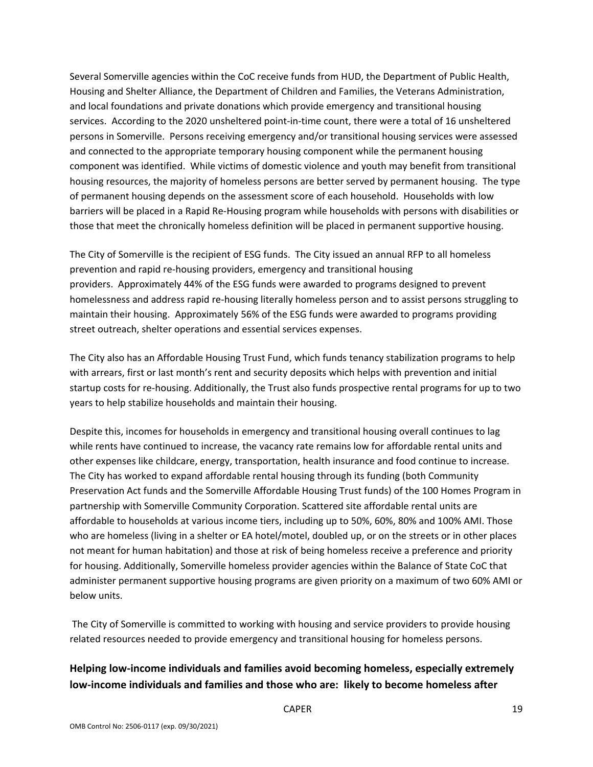Several Somerville agencies within the CoC receive funds from HUD, the Department of Public Health, Housing and Shelter Alliance, the Department of Children and Families, the Veterans Administration, and local foundations and private donations which provide emergency and transitional housing services. According to the 2020 unsheltered point-in-time count, there were a total of 16 unsheltered persons in Somerville. Persons receiving emergency and/or transitional housing services were assessed and connected to the appropriate temporary housing component while the permanent housing component was identified. While victims of domestic violence and youth may benefit from transitional housing resources, the majority of homeless persons are better served by permanent housing. The type of permanent housing depends on the assessment score of each household. Households with low barriers will be placed in a Rapid Re-Housing program while households with persons with disabilities or those that meet the chronically homeless definition will be placed in permanent supportive housing.

The City of Somerville is the recipient of ESG funds. The City issued an annual RFP to all homeless prevention and rapid re-housing providers, emergency and transitional housing providers. Approximately 44% of the ESG funds were awarded to programs designed to prevent homelessness and address rapid re-housing literally homeless person and to assist persons struggling to maintain their housing. Approximately 56% of the ESG funds were awarded to programs providing street outreach, shelter operations and essential services expenses.

The City also has an Affordable Housing Trust Fund, which funds tenancy stabilization programs to help with arrears, first or last month's rent and security deposits which helps with prevention and initial startup costs for re-housing. Additionally, the Trust also funds prospective rental programs for up to two years to help stabilize households and maintain their housing.

Despite this, incomes for households in emergency and transitional housing overall continues to lag while rents have continued to increase, the vacancy rate remains low for affordable rental units and other expenses like childcare, energy, transportation, health insurance and food continue to increase. The City has worked to expand affordable rental housing through its funding (both Community Preservation Act funds and the Somerville Affordable Housing Trust funds) of the 100 Homes Program in partnership with Somerville Community Corporation. Scattered site affordable rental units are affordable to households at various income tiers, including up to 50%, 60%, 80% and 100% AMI. Those who are homeless (living in a shelter or EA hotel/motel, doubled up, or on the streets or in other places not meant for human habitation) and those at risk of being homeless receive a preference and priority for housing. Additionally, Somerville homeless provider agencies within the Balance of State CoC that administer permanent supportive housing programs are given priority on a maximum of two 60% AMI or below units.

The City of Somerville is committed to working with housing and service providers to provide housing related resources needed to provide emergency and transitional housing for homeless persons.

**Helping low-income individuals and families avoid becoming homeless, especially extremely low-income individuals and families and those who are: likely to become homeless after**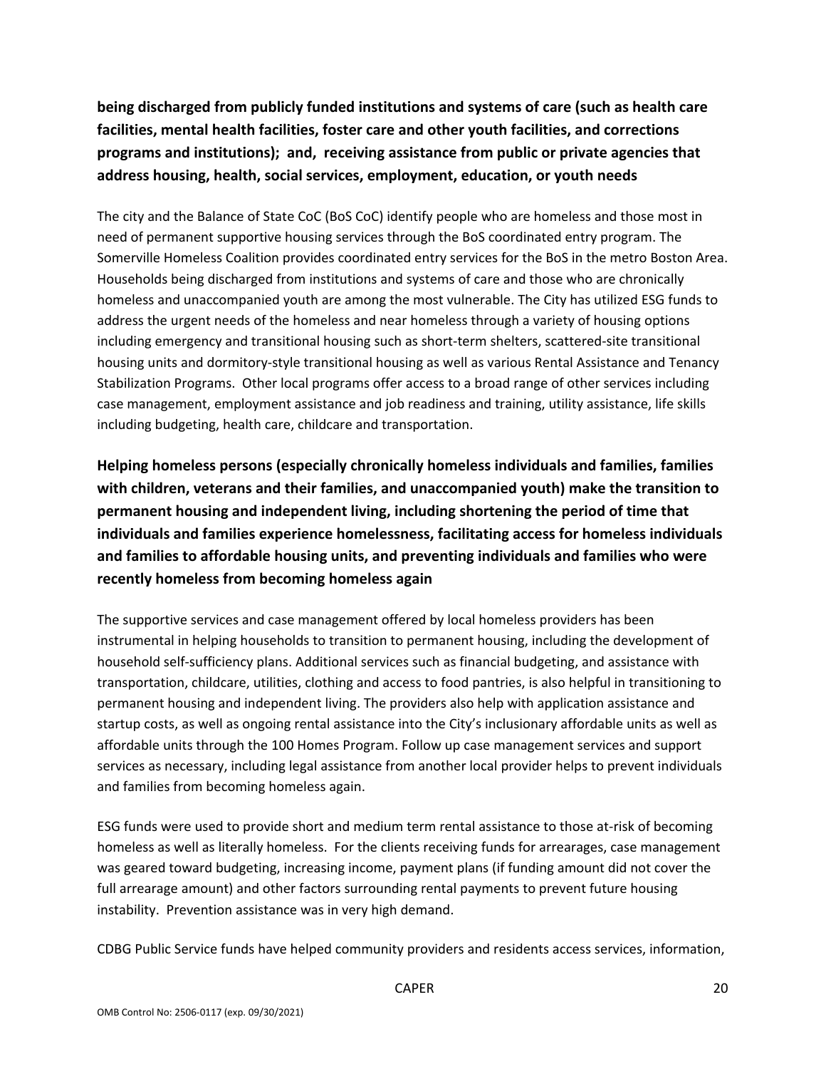**being discharged from publicly funded institutions and systems of care (such as health care facilities, mental health facilities, foster care and other youth facilities, and corrections programs and institutions); and, receiving assistance from public or private agencies that address housing, health, social services, employment, education, or youth needs**

The city and the Balance of State CoC (BoS CoC) identify people who are homeless and those most in need of permanent supportive housing services through the BoS coordinated entry program. The Somerville Homeless Coalition provides coordinated entry services for the BoS in the metro Boston Area. Households being discharged from institutions and systems of care and those who are chronically homeless and unaccompanied youth are among the most vulnerable. The City has utilized ESG funds to address the urgent needs of the homeless and near homeless through a variety of housing options including emergency and transitional housing such as short-term shelters, scattered-site transitional housing units and dormitory-style transitional housing as well as various Rental Assistance and Tenancy Stabilization Programs. Other local programs offer access to a broad range of other services including case management, employment assistance and job readiness and training, utility assistance, life skills including budgeting, health care, childcare and transportation.

**Helping homeless persons (especially chronically homeless individuals and families, families with children, veterans and their families, and unaccompanied youth) make the transition to permanent housing and independent living, including shortening the period of time that individuals and families experience homelessness, facilitating access for homeless individuals and families to affordable housing units, and preventing individuals and families who were recently homeless from becoming homeless again**

The supportive services and case management offered by local homeless providers has been instrumental in helping households to transition to permanent housing, including the development of household self-sufficiency plans. Additional services such as financial budgeting, and assistance with transportation, childcare, utilities, clothing and access to food pantries, is also helpful in transitioning to permanent housing and independent living. The providers also help with application assistance and startup costs, as well as ongoing rental assistance into the City's inclusionary affordable units as well as affordable units through the 100 Homes Program. Follow up case management services and support services as necessary, including legal assistance from another local provider helps to prevent individuals and families from becoming homeless again.

ESG funds were used to provide short and medium term rental assistance to those at-risk of becoming homeless as well as literally homeless. For the clients receiving funds for arrearages, case management was geared toward budgeting, increasing income, payment plans (if funding amount did not cover the full arrearage amount) and other factors surrounding rental payments to prevent future housing instability. Prevention assistance was in very high demand.

CDBG Public Service funds have helped community providers and residents access services, information,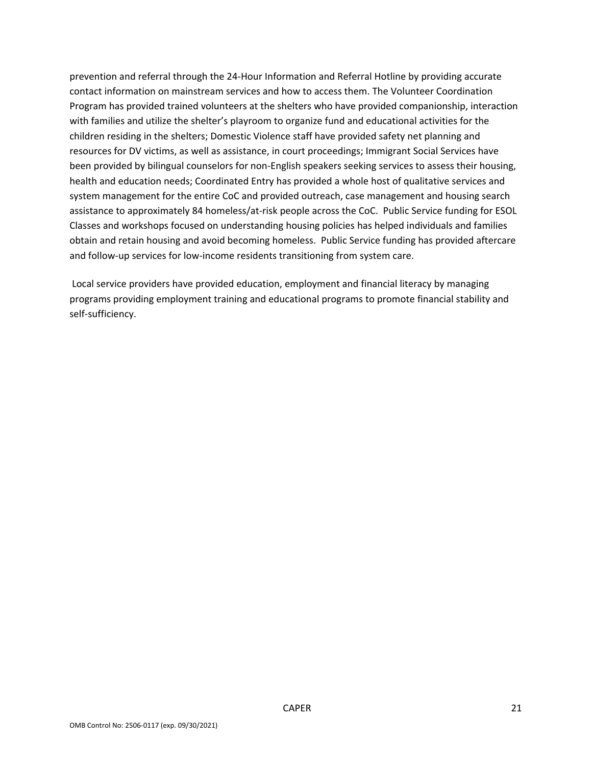prevention and referral through the 24-Hour Information and Referral Hotline by providing accurate contact information on mainstream services and how to access them. The Volunteer Coordination Program has provided trained volunteers at the shelters who have provided companionship, interaction with families and utilize the shelter's playroom to organize fund and educational activities for the children residing in the shelters; Domestic Violence staff have provided safety net planning and resources for DV victims, as well as assistance, in court proceedings; Immigrant Social Services have been provided by bilingual counselors for non-English speakers seeking services to assess their housing, health and education needs; Coordinated Entry has provided a whole host of qualitative services and system management for the entire CoC and provided outreach, case management and housing search assistance to approximately 84 homeless/at-risk people across the CoC.  Public Service funding for ESOL Classes and workshops focused on understanding housing policies has helped individuals and families obtain and retain housing and avoid becoming homeless.  Public Service funding has provided aftercare and follow-up services for low-income residents transitioning from system care.

Local service providers have provided education, employment and financial literacy by managing programs providing employment training and educational programs to promote financial stability and self-sufficiency.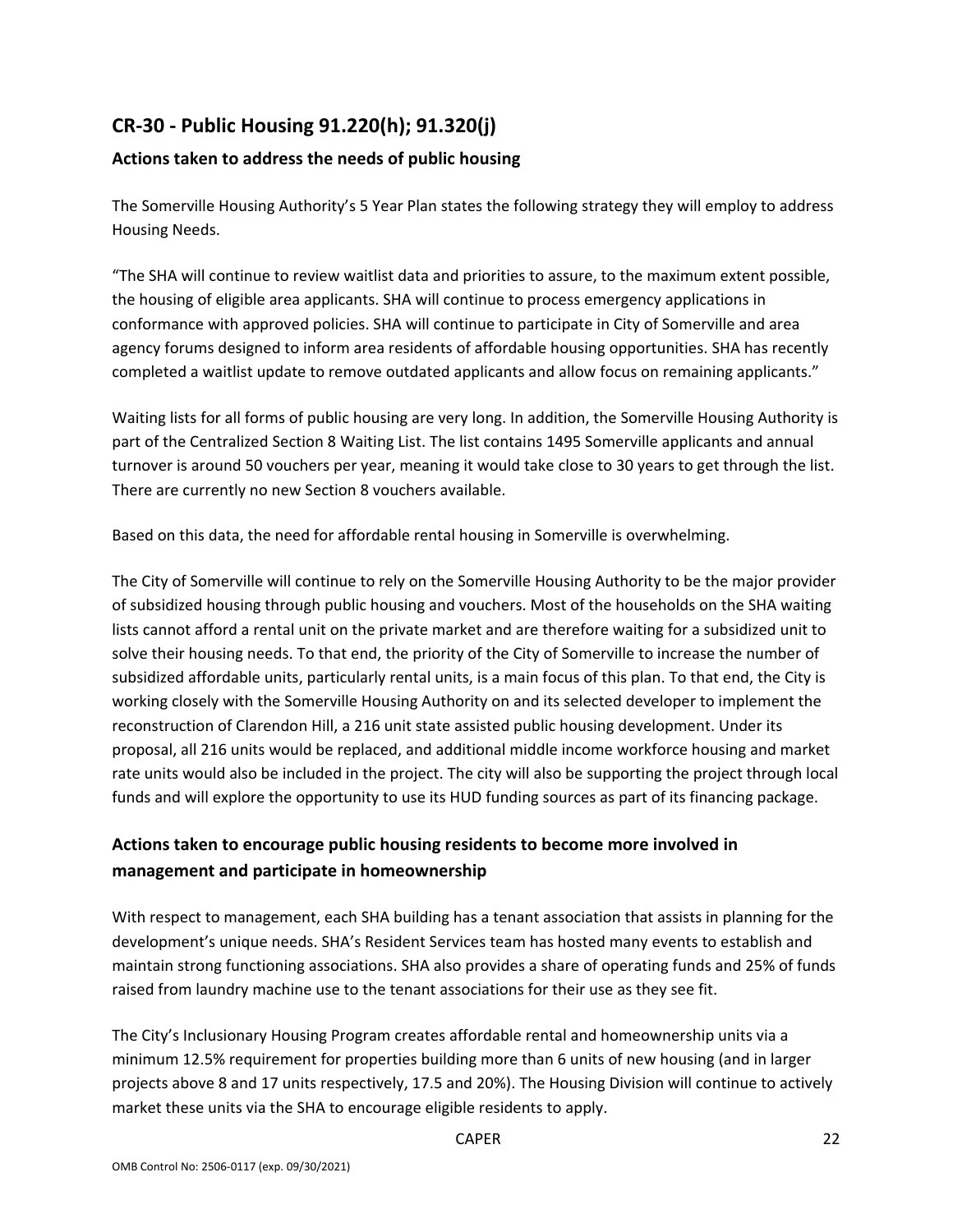## CR-30 - Public Housing 91.220(h); 91.320(j)

### Actions taken to address the needs of public housing

The Somerville Housing Authority's 5 Year Plan states the following strategy they will employ to address Housing Needs.

"The SHA will continue to review waitlist data and priorities to assure, to the maximum extent possible, the housing of eligible area applicants. SHA will continue to process emergency applications in conformance with approved policies. SHA will continue to participate in City of Somerville and area agency forums designed to inform area residents of affordable housing opportunities. SHA has recently completed a waitlist update to remove outdated applicants and allow focus on remaining applicants."

Waiting lists for all forms of public housing are very long. In addition, the Somerville Housing Authority is part of the Centralized Section 8 Waiting List. The list contains 1495 Somerville applicants and annual turnover is around 50 vouchers per year, meaning it would take close to 30 years to get through the list. There are currently no new Section 8 vouchers available.

Based on this data, the need for affordable rental housing in Somerville is overwhelming.

The City of Somerville will continue to rely on the Somerville Housing Authority to be the major provider of subsidized housing through public housing and vouchers. Most of the households on the SHA waiting lists cannot afford a rental unit on the private market and are therefore waiting for a subsidized unit to solve their housing needs. To that end, the priority of the City of Somerville to increase the number of subsidized affordable units, particularly rental units, is a main focus of this plan. To that end, the City is working closely with the Somerville Housing Authority on and its selected developer to implement the reconstruction of Clarendon Hill, a 216 unit state assisted public housing development. Under its proposal, all 216 units would be replaced, and additional middle income workforce housing and market rate units would also be included in the project. The city will also be supporting the project through local funds and will explore the opportunity to use its HUD funding sources as part of its financing package.

### Actions taken to encourage public housing residents to become more involved in management and participate in homeownership

With respect to management, each SHA building has a tenant association that assists in planning for the development's unique needs. SHA's Resident Services team has hosted many events to establish and maintain strong functioning associations. SHA also provides a share of operating funds and 25% of funds raised from laundry machine use to the tenant associations for their use as they see fit.

The City's Inclusionary Housing Program creates affordable rental and homeownership units via a minimum 12.5% requirement for properties building more than 6 units of new housing (and in larger projects above 8 and 17 units respectively, 17.5 and 20%). The Housing Division will continue to actively market these units via the SHA to encourage eligible residents to apply.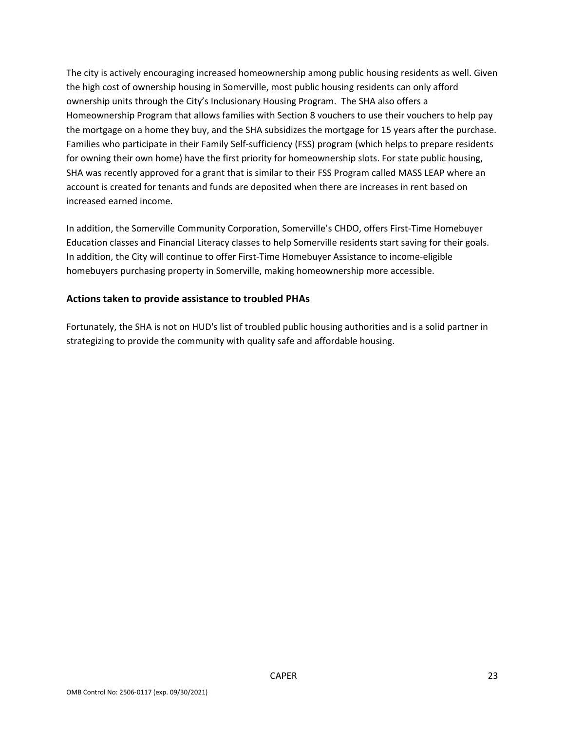The city is actively encouraging increased homeownership among public housing residents as well. Given the high cost of ownership housing in Somerville, most public housing residents can only afford ownership units through the City's Inclusionary Housing Program. The SHA also offers a Homeownership Program that allows families with Section 8 vouchers to use their vouchers to help pay the mortgage on a home they buy, and the SHA subsidizes the mortgage for 15 years after the purchase. Families who participate in their Family Self-sufficiency (FSS) program (which helps to prepare residents for owning their own home) have the first priority for homeownership slots. For state public housing, SHA was recently approved for a grant that is similar to their FSS Program called MASS LEAP where an account is created for tenants and funds are deposited when there are increases in rent based on increased earned income.

In addition, the Somerville Community Corporation, Somerville's CHDO, offers First-Time Homebuyer Education classes and Financial Literacy classes to help Somerville residents start saving for their goals. In addition, the City will continue to offer First-Time Homebuyer Assistance to income-eligible homebuyers purchasing property in Somerville, making homeownership more accessible.

### Actions taken to provide assistance to troubled PHAs

Fortunately, the SHA is not on HUD's list of troubled public housing authorities and is a solid partner in strategizing to provide the community with quality safe and affordable housing.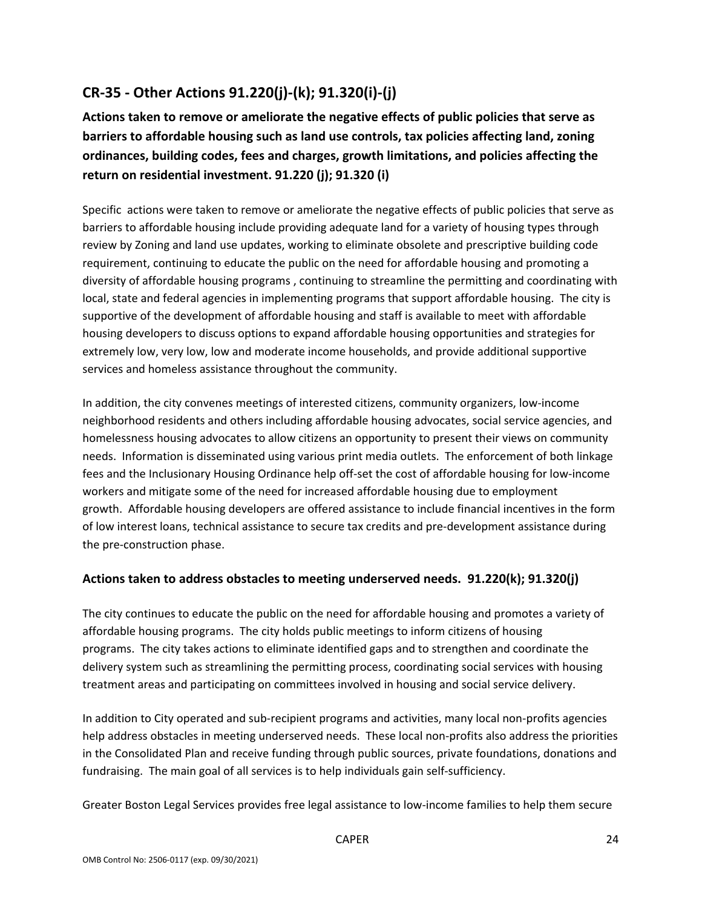## CR-35 - Other Actions 91.220(j)-(k); 91.320(i)-(j)

### Actions taken to remove or ameliorate the negative effects of public policies that serve as barriers to affordable housing such as land use controls, tax policies affecting land, zoning ordinances, building codes, fees and charges, growth limitations, and policies affecting the return on residential investment. 91.220 (j); 91.320 (i)

Specific actions were taken to remove or ameliorate the negative effects of public policies that serve as barriers to affordable housing include providing adequate land for a variety of housing types through review by Zoning and land use updates, working to eliminate obsolete and prescriptive building code requirement, continuing to educate the public on the need for affordable housing and promoting a diversity of affordable housing programs , continuing to streamline the permitting and coordinating with local, state and federal agencies in implementing programs that support affordable housing. The city is supportive of the development of affordable housing and staff is available to meet with affordable housing developers to discuss options to expand affordable housing opportunities and strategies for extremely low, very low, low and moderate income households, and provide additional supportive services and homeless assistance throughout the community.

In addition, the city convenes meetings of interested citizens, community organizers, low-income neighborhood residents and others including affordable housing advocates, social service agencies, and homelessness housing advocates to allow citizens an opportunity to present their views on community needs. Information is disseminated using various print media outlets. The enforcement of both linkage fees and the Inclusionary Housing Ordinance help off-set the cost of affordable housing for low-income workers and mitigate some of the need for increased affordable housing due to employment growth. Affordable housing developers are offered assistance to include financial incentives in the form of low interest loans, technical assistance to secure tax credits and pre-development assistance during the pre-construction phase.

### Actions taken to address obstacles to meeting underserved needs. 91.220(k); 91.320(j)

The city continues to educate the public on the need for affordable housing and promotes a variety of affordable housing programs. The city holds public meetings to inform citizens of housing programs. The city takes actions to eliminate identified gaps and to strengthen and coordinate the delivery system such as streamlining the permitting process, coordinating social services with housing treatment areas and participating on committees involved in housing and social service delivery.

In addition to City operated and sub-recipient programs and activities, many local non-profits agencies help address obstacles in meeting underserved needs. These local non-profits also address the priorities in the Consolidated Plan and receive funding through public sources, private foundations, donations and fundraising. The main goal of all services is to help individuals gain self-sufficiency.

Greater Boston Legal Services provides free legal assistance to low-income families to help them secure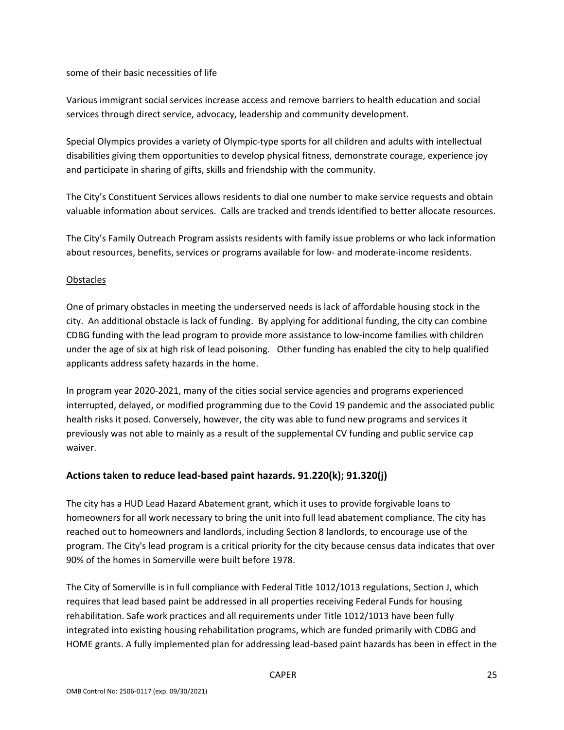some of their basic necessities of life

Various immigrant social services increase access and remove barriers to health education and social services through direct service, advocacy, leadership and community development.

Special Olympics provides a variety of Olympic-type sports for all children and adults with intellectual disabilities giving them opportunities to develop physical fitness, demonstrate courage, experience joy and participate in sharing of gifts, skills and friendship with the community.

The City's Constituent Services allows residents to dial one number to make service requests and obtain valuable information about services. Calls are tracked and trends identified to better allocate resources.

The City's Family Outreach Program assists residents with family issue problems or who lack information about resources, benefits, services or programs available for low- and moderate-income residents.

Obstacles

One of primary obstacles in meeting the underserved needs is lack of affordable housing stock in the city. An additional obstacle is lack of funding. By applying for additional funding, the city can combine CDBG funding with the lead program to provide more assistance to low-income families with children under the age of six at high risk of lead poisoning. Other funding has enabled the city to help qualified applicants address safety hazards in the home.

In program year 2020-2021, many of the cities social service agencies and programs experienced interrupted, delayed, or modified programming due to the Covid 19 pandemic and the associated public health risks it posed. Conversely, however, the city was able to fund new programs and services it previously was not able to mainly as a result of the supplemental CV funding and public service cap waiver.

## Actions taken to reduce lead-based paint hazards. 91.220(k); 91.320(j)

The city has a HUD Lead Hazard Abatement grant, which it uses to provide forgivable loans to homeowners for all work necessary to bring the unit into full lead abatement compliance. The city has reached out to homeowners and landlords, including Section 8 landlords, to encourage use of the program. The City's lead program is a critical priority for the city because census data indicates that over 90% of the homes in Somerville were built before 1978.

The City of Somerville is in full compliance with Federal Title 1012/1013 regulations, Section J, which requires that lead based paint be addressed in all properties receiving Federal Funds for housing rehabilitation. Safe work practices and all requirements under Title 1012/1013 have been fully integrated into existing housing rehabilitation programs, which are funded primarily with CDBG and HOME grants. A fully implemented plan for addressing lead-based paint hazards has been in effect in the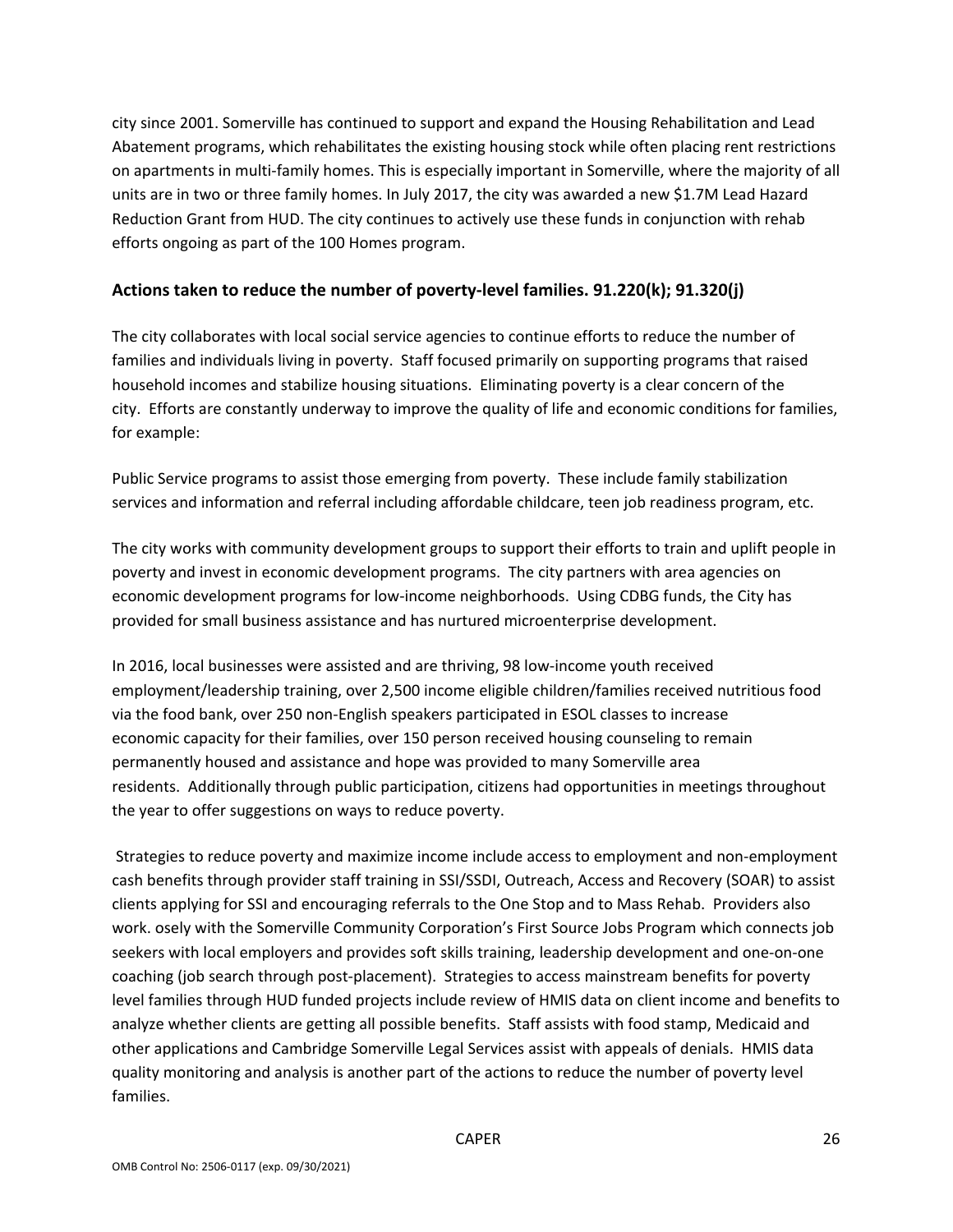city since 2001. Somerville has continued to support and expand the Housing Rehabilitation and Lead Abatement programs, which rehabilitates the existing housing stock while often placing rent restrictions on apartments in multi-family homes. This is especially important in Somerville, where the majority of all units are in two or three family homes. In July 2017, the city was awarded a new $1.7M Lead Hazard Reduction Grant from HUD. The city continues to actively use these funds in conjunction with rehab efforts ongoing as part of the 100 Homes program.

## Actions taken to reduce the number of poverty-level families. 91.220(k); 91.320(j)

The city collaborates with local social service agencies to continue efforts to reduce the number of families and individuals living in poverty. Staff focused primarily on supporting programs that raised household incomes and stabilize housing situations. Eliminating poverty is a clear concern of the city. Efforts are constantly underway to improve the quality of life and economic conditions for families, for example:

Public Service programs to assist those emerging from poverty. These include family stabilization services and information and referral including affordable childcare, teen job readiness program, etc.

The city works with community development groups to support their efforts to train and uplift people in poverty and invest in economic development programs. The city partners with area agencies on economic development programs for low-income neighborhoods. Using CDBG funds, the City has provided for small business assistance and has nurtured microenterprise development.

In 2016, local businesses were assisted and are thriving, 98 low-income youth received employment/leadership training, over 2,500 income eligible children/families received nutritious food via the food bank, over 250 non-English speakers participated in ESOL classes to increase economic capacity for their families, over 150 person received housing counseling to remain permanently housed and assistance and hope was provided to many Somerville area residents. Additionally through public participation, citizens had opportunities in meetings throughout the year to offer suggestions on ways to reduce poverty.

Strategies to reduce poverty and maximize income include access to employment and non-employment cash benefits through provider staff training in SSI/SSDI, Outreach, Access and Recovery (SOAR) to assist clients applying for SSI and encouraging referrals to the One Stop and to Mass Rehab. Providers also work. osely with the Somerville Community Corporation's First Source Jobs Program which connects job seekers with local employers and provides soft skills training, leadership development and one-on-one coaching (job search through post-placement). Strategies to access mainstream benefits for poverty level families through HUD funded projects include review of HMIS data on client income and benefits to analyze whether clients are getting all possible benefits. Staff assists with food stamp, Medicaid and other applications and Cambridge Somerville Legal Services assist with appeals of denials. HMIS data quality monitoring and analysis is another part of the actions to reduce the number of poverty level families.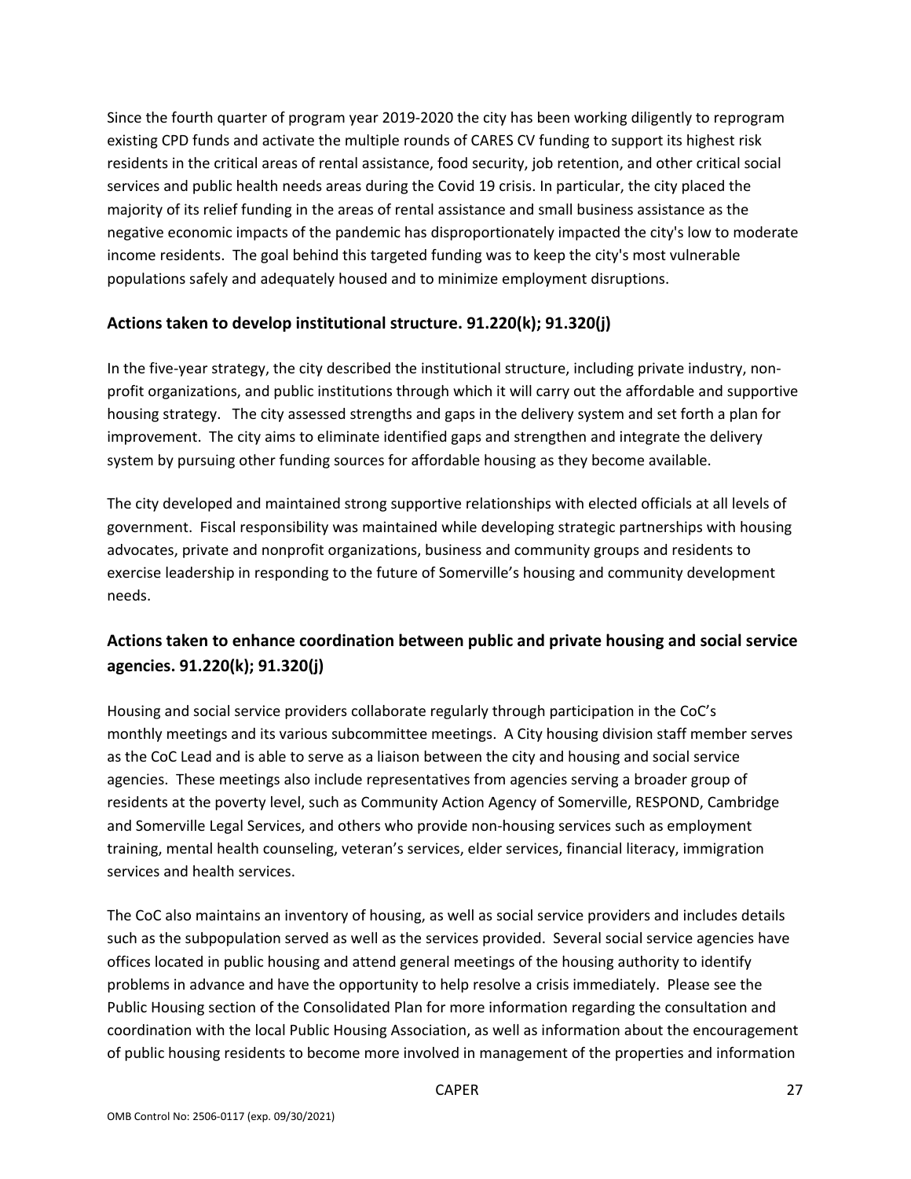Since the fourth quarter of program year 2019-2020 the city has been working diligently to reprogram existing CPD funds and activate the multiple rounds of CARES CV funding to support its highest risk residents in the critical areas of rental assistance, food security, job retention, and other critical social services and public health needs areas during the Covid 19 crisis. In particular, the city placed the majority of its relief funding in the areas of rental assistance and small business assistance as the negative economic impacts of the pandemic has disproportionately impacted the city's low to moderate income residents. The goal behind this targeted funding was to keep the city's most vulnerable populations safely and adequately housed and to minimize employment disruptions.

## Actions taken to develop institutional structure. 91.220(k); 91.320(j)

In the five-year strategy, the city described the institutional structure, including private industry, non-profit organizations, and public institutions through which it will carry out the affordable and supportive housing strategy. The city assessed strengths and gaps in the delivery system and set forth a plan for improvement. The city aims to eliminate identified gaps and strengthen and integrate the delivery system by pursuing other funding sources for affordable housing as they become available.

The city developed and maintained strong supportive relationships with elected officials at all levels of government. Fiscal responsibility was maintained while developing strategic partnerships with housing advocates, private and nonprofit organizations, business and community groups and residents to exercise leadership in responding to the future of Somerville's housing and community development needs.

## Actions taken to enhance coordination between public and private housing and social service agencies. 91.220(k); 91.320(j)

Housing and social service providers collaborate regularly through participation in the CoC's monthly meetings and its various subcommittee meetings. A City housing division staff member serves as the CoC Lead and is able to serve as a liaison between the city and housing and social service agencies. These meetings also include representatives from agencies serving a broader group of residents at the poverty level, such as Community Action Agency of Somerville, RESPOND, Cambridge and Somerville Legal Services, and others who provide non-housing services such as employment training, mental health counseling, veteran's services, elder services, financial literacy, immigration services and health services.

The CoC also maintains an inventory of housing, as well as social service providers and includes details such as the subpopulation served as well as the services provided. Several social service agencies have offices located in public housing and attend general meetings of the housing authority to identify problems in advance and have the opportunity to help resolve a crisis immediately. Please see the Public Housing section of the Consolidated Plan for more information regarding the consultation and coordination with the local Public Housing Association, as well as information about the encouragement of public housing residents to become more involved in management of the properties and information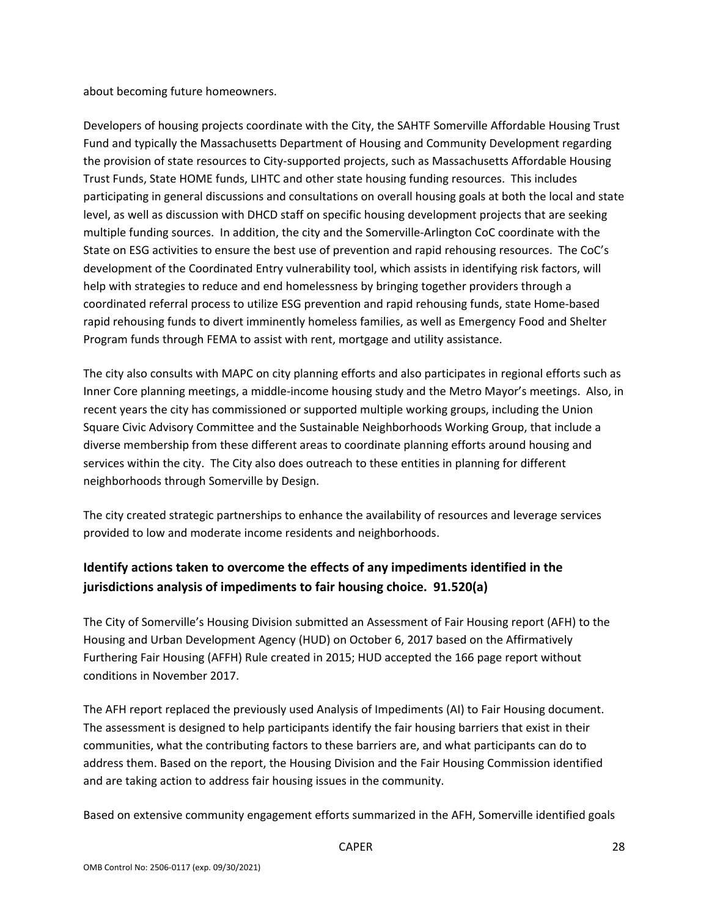about becoming future homeowners.

Developers of housing projects coordinate with the City, the SAHTF Somerville Affordable Housing Trust Fund and typically the Massachusetts Department of Housing and Community Development regarding the provision of state resources to City-supported projects, such as Massachusetts Affordable Housing Trust Funds, State HOME funds, LIHTC and other state housing funding resources. This includes participating in general discussions and consultations on overall housing goals at both the local and state level, as well as discussion with DHCD staff on specific housing development projects that are seeking multiple funding sources. In addition, the city and the Somerville-Arlington CoC coordinate with the State on ESG activities to ensure the best use of prevention and rapid rehousing resources. The CoC's development of the Coordinated Entry vulnerability tool, which assists in identifying risk factors, will help with strategies to reduce and end homelessness by bringing together providers through a coordinated referral process to utilize ESG prevention and rapid rehousing funds, state Home-based rapid rehousing funds to divert imminently homeless families, as well as Emergency Food and Shelter Program funds through FEMA to assist with rent, mortgage and utility assistance.

The city also consults with MAPC on city planning efforts and also participates in regional efforts such as Inner Core planning meetings, a middle-income housing study and the Metro Mayor's meetings. Also, in recent years the city has commissioned or supported multiple working groups, including the Union Square Civic Advisory Committee and the Sustainable Neighborhoods Working Group, that include a diverse membership from these different areas to coordinate planning efforts around housing and services within the city. The City also does outreach to these entities in planning for different neighborhoods through Somerville by Design.

The city created strategic partnerships to enhance the availability of resources and leverage services provided to low and moderate income residents and neighborhoods.

## Identify actions taken to overcome the effects of any impediments identified in the jurisdictions analysis of impediments to fair housing choice. 91.520(a)

The City of Somerville's Housing Division submitted an Assessment of Fair Housing report (AFH) to the Housing and Urban Development Agency (HUD) on October 6, 2017 based on the Affirmatively Furthering Fair Housing (AFFH) Rule created in 2015; HUD accepted the 166 page report without conditions in November 2017.

The AFH report replaced the previously used Analysis of Impediments (AI) to Fair Housing document. The assessment is designed to help participants identify the fair housing barriers that exist in their communities, what the contributing factors to these barriers are, and what participants can do to address them. Based on the report, the Housing Division and the Fair Housing Commission identified and are taking action to address fair housing issues in the community.

Based on extensive community engagement efforts summarized in the AFH, Somerville identified goals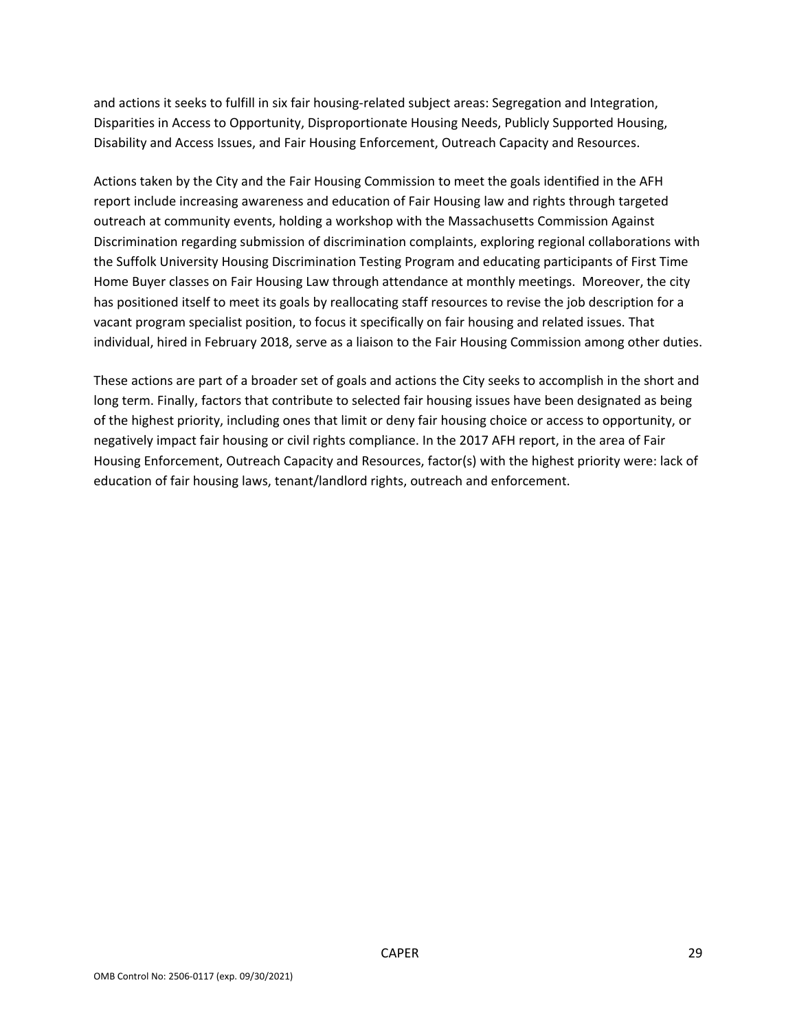and actions it seeks to fulfill in six fair housing-related subject areas: Segregation and Integration, Disparities in Access to Opportunity, Disproportionate Housing Needs, Publicly Supported Housing, Disability and Access Issues, and Fair Housing Enforcement, Outreach Capacity and Resources.

Actions taken by the City and the Fair Housing Commission to meet the goals identified in the AFH report include increasing awareness and education of Fair Housing law and rights through targeted outreach at community events, holding a workshop with the Massachusetts Commission Against Discrimination regarding submission of discrimination complaints, exploring regional collaborations with the Suffolk University Housing Discrimination Testing Program and educating participants of First Time Home Buyer classes on Fair Housing Law through attendance at monthly meetings. Moreover, the city has positioned itself to meet its goals by reallocating staff resources to revise the job description for a vacant program specialist position, to focus it specifically on fair housing and related issues. That individual, hired in February 2018, serve as a liaison to the Fair Housing Commission among other duties.

These actions are part of a broader set of goals and actions the City seeks to accomplish in the short and long term. Finally, factors that contribute to selected fair housing issues have been designated as being of the highest priority, including ones that limit or deny fair housing choice or access to opportunity, or negatively impact fair housing or civil rights compliance. In the 2017 AFH report, in the area of Fair Housing Enforcement, Outreach Capacity and Resources, factor(s) with the highest priority were: lack of education of fair housing laws, tenant/landlord rights, outreach and enforcement.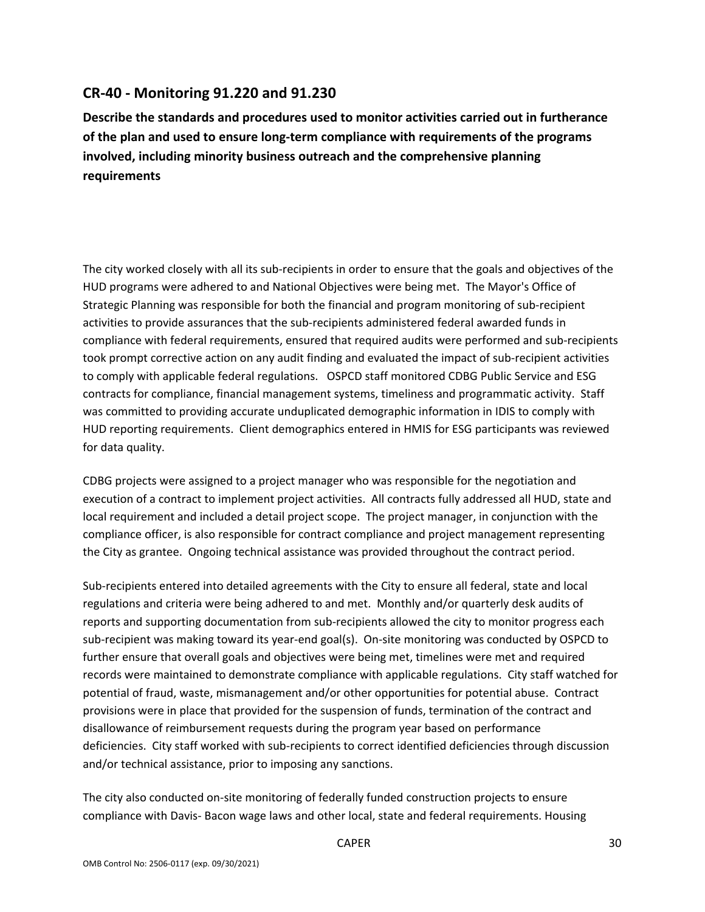## CR-40 - Monitoring 91.220 and 91.230

**Describe the standards and procedures used to monitor activities carried out in furtherance of the plan and used to ensure long-term compliance with requirements of the programs involved, including minority business outreach and the comprehensive planning requirements**

The city worked closely with all its sub-recipients in order to ensure that the goals and objectives of the HUD programs were adhered to and National Objectives were being met. The Mayor's Office of Strategic Planning was responsible for both the financial and program monitoring of sub-recipient activities to provide assurances that the sub-recipients administered federal awarded funds in compliance with federal requirements, ensured that required audits were performed and sub-recipients took prompt corrective action on any audit finding and evaluated the impact of sub-recipient activities to comply with applicable federal regulations. OSPCD staff monitored CDBG Public Service and ESG contracts for compliance, financial management systems, timeliness and programmatic activity. Staff was committed to providing accurate unduplicated demographic information in IDIS to comply with HUD reporting requirements. Client demographics entered in HMIS for ESG participants was reviewed for data quality.

CDBG projects were assigned to a project manager who was responsible for the negotiation and execution of a contract to implement project activities. All contracts fully addressed all HUD, state and local requirement and included a detail project scope. The project manager, in conjunction with the compliance officer, is also responsible for contract compliance and project management representing the City as grantee. Ongoing technical assistance was provided throughout the contract period.

Sub-recipients entered into detailed agreements with the City to ensure all federal, state and local regulations and criteria were being adhered to and met. Monthly and/or quarterly desk audits of reports and supporting documentation from sub-recipients allowed the city to monitor progress each sub-recipient was making toward its year-end goal(s). On-site monitoring was conducted by OSPCD to further ensure that overall goals and objectives were being met, timelines were met and required records were maintained to demonstrate compliance with applicable regulations. City staff watched for potential of fraud, waste, mismanagement and/or other opportunities for potential abuse. Contract provisions were in place that provided for the suspension of funds, termination of the contract and disallowance of reimbursement requests during the program year based on performance deficiencies. City staff worked with sub-recipients to correct identified deficiencies through discussion and/or technical assistance, prior to imposing any sanctions.

The city also conducted on-site monitoring of federally funded construction projects to ensure compliance with Davis- Bacon wage laws and other local, state and federal requirements. Housing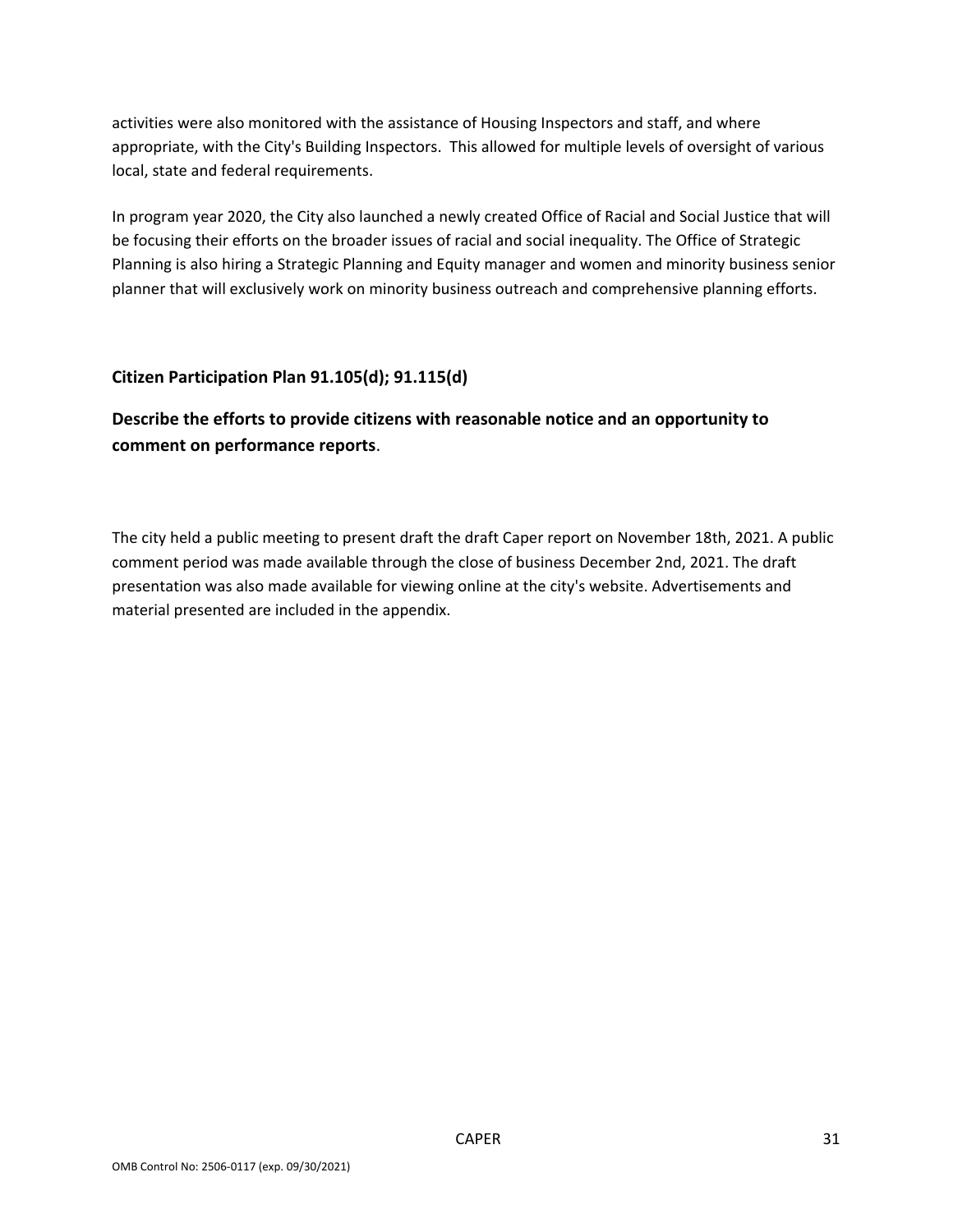activities were also monitored with the assistance of Housing Inspectors and staff, and where appropriate, with the City's Building Inspectors. This allowed for multiple levels of oversight of various local, state and federal requirements.

In program year 2020, the City also launched a newly created Office of Racial and Social Justice that will be focusing their efforts on the broader issues of racial and social inequality. The Office of Strategic Planning is also hiring a Strategic Planning and Equity manager and women and minority business senior planner that will exclusively work on minority business outreach and comprehensive planning efforts.

## Citizen Participation Plan 91.105(d); 91.115(d)

## Describe the efforts to provide citizens with reasonable notice and an opportunity to comment on performance reports.

The city held a public meeting to present draft the draft Caper report on November 18th, 2021. A public comment period was made available through the close of business December 2nd, 2021. The draft presentation was also made available for viewing online at the city's website. Advertisements and material presented are included in the appendix.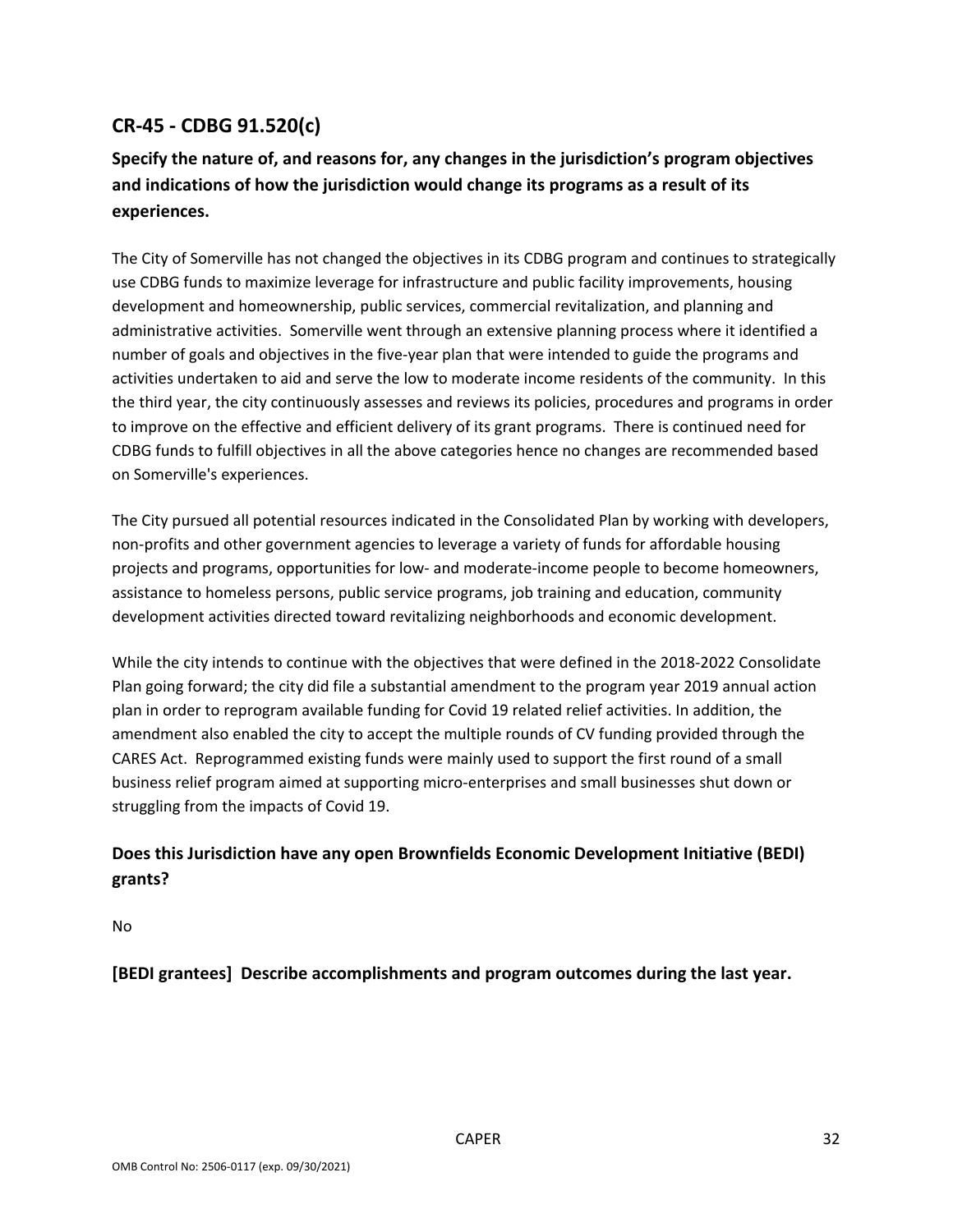## CR-45 - CDBG 91.520(c)

### Specify the nature of, and reasons for, any changes in the jurisdiction's program objectives and indications of how the jurisdiction would change its programs as a result of its experiences.

The City of Somerville has not changed the objectives in its CDBG program and continues to strategically use CDBG funds to maximize leverage for infrastructure and public facility improvements, housing development and homeownership, public services, commercial revitalization, and planning and administrative activities. Somerville went through an extensive planning process where it identified a number of goals and objectives in the five-year plan that were intended to guide the programs and activities undertaken to aid and serve the low to moderate income residents of the community. In this the third year, the city continuously assesses and reviews its policies, procedures and programs in order to improve on the effective and efficient delivery of its grant programs. There is continued need for CDBG funds to fulfill objectives in all the above categories hence no changes are recommended based on Somerville's experiences.

The City pursued all potential resources indicated in the Consolidated Plan by working with developers, non-profits and other government agencies to leverage a variety of funds for affordable housing projects and programs, opportunities for low- and moderate-income people to become homeowners, assistance to homeless persons, public service programs, job training and education, community development activities directed toward revitalizing neighborhoods and economic development.

While the city intends to continue with the objectives that were defined in the 2018-2022 Consolidate Plan going forward; the city did file a substantial amendment to the program year 2019 annual action plan in order to reprogram available funding for Covid 19 related relief activities. In addition, the amendment also enabled the city to accept the multiple rounds of CV funding provided through the CARES Act. Reprogrammed existing funds were mainly used to support the first round of a small business relief program aimed at supporting micro-enterprises and small businesses shut down or struggling from the impacts of Covid 19.

### Does this Jurisdiction have any open Brownfields Economic Development Initiative (BEDI) grants?

No

### [BEDI grantees] Describe accomplishments and program outcomes during the last year.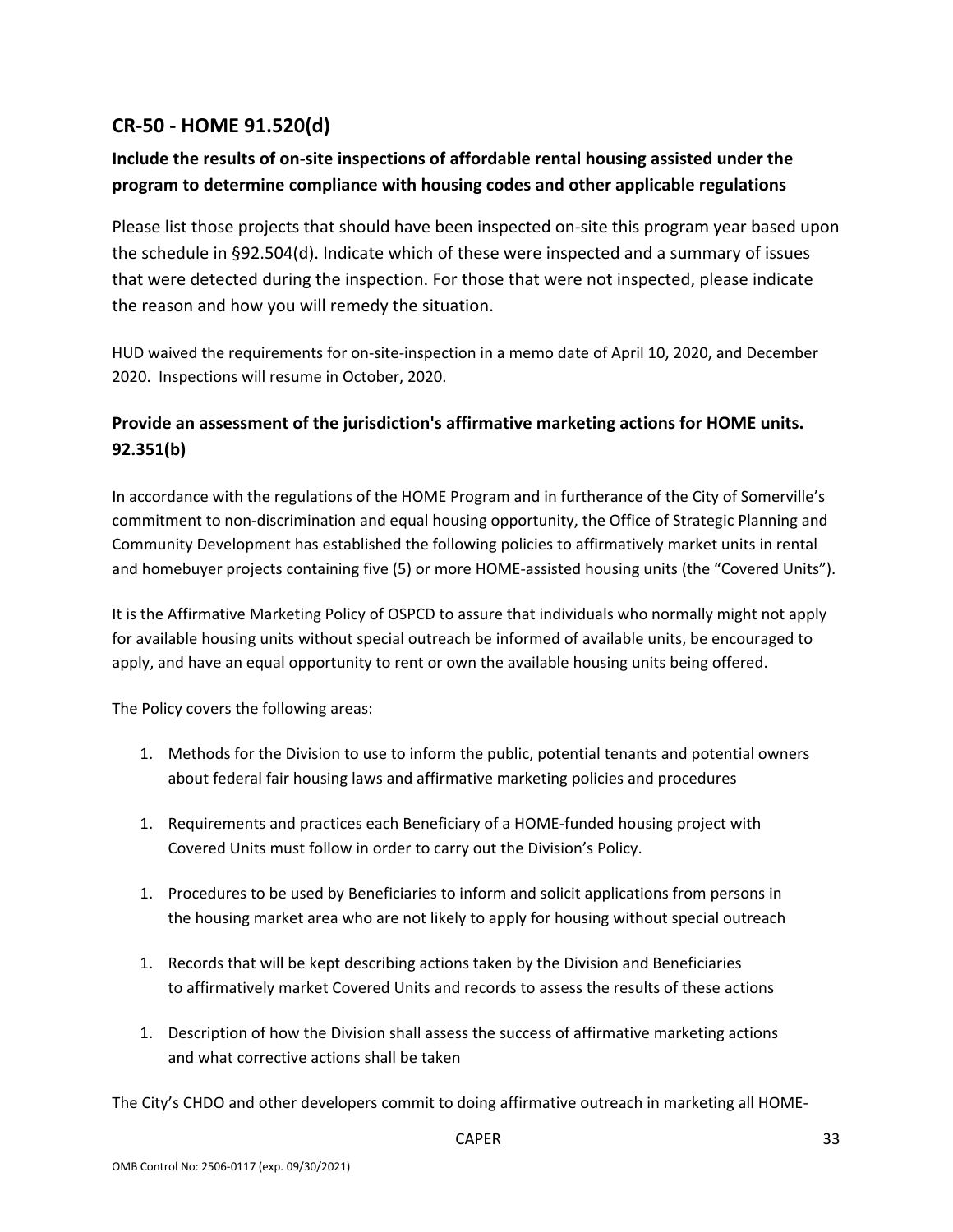## CR-50 - HOME 91.520(d)

### Include the results of on-site inspections of affordable rental housing assisted under the program to determine compliance with housing codes and other applicable regulations

Please list those projects that should have been inspected on-site this program year based upon the schedule in §92.504(d). Indicate which of these were inspected and a summary of issues that were detected during the inspection. For those that were not inspected, please indicate the reason and how you will remedy the situation.

HUD waived the requirements for on-site-inspection in a memo date of April 10, 2020, and December 2020. Inspections will resume in October, 2020.

### Provide an assessment of the jurisdiction's affirmative marketing actions for HOME units. 92.351(b)

In accordance with the regulations of the HOME Program and in furtherance of the City of Somerville's commitment to non-discrimination and equal housing opportunity, the Office of Strategic Planning and Community Development has established the following policies to affirmatively market units in rental and homebuyer projects containing five (5) or more HOME-assisted housing units (the "Covered Units").

It is the Affirmative Marketing Policy of OSPCD to assure that individuals who normally might not apply for available housing units without special outreach be informed of available units, be encouraged to apply, and have an equal opportunity to rent or own the available housing units being offered.

The Policy covers the following areas:

1. Methods for the Division to use to inform the public, potential tenants and potential owners about federal fair housing laws and affirmative marketing policies and procedures

1. Requirements and practices each Beneficiary of a HOME-funded housing project with Covered Units must follow in order to carry out the Division's Policy.

1. Procedures to be used by Beneficiaries to inform and solicit applications from persons in the housing market area who are not likely to apply for housing without special outreach

1. Records that will be kept describing actions taken by the Division and Beneficiaries to affirmatively market Covered Units and records to assess the results of these actions

1. Description of how the Division shall assess the success of affirmative marketing actions and what corrective actions shall be taken

The City's CHDO and other developers commit to doing affirmative outreach in marketing all HOME-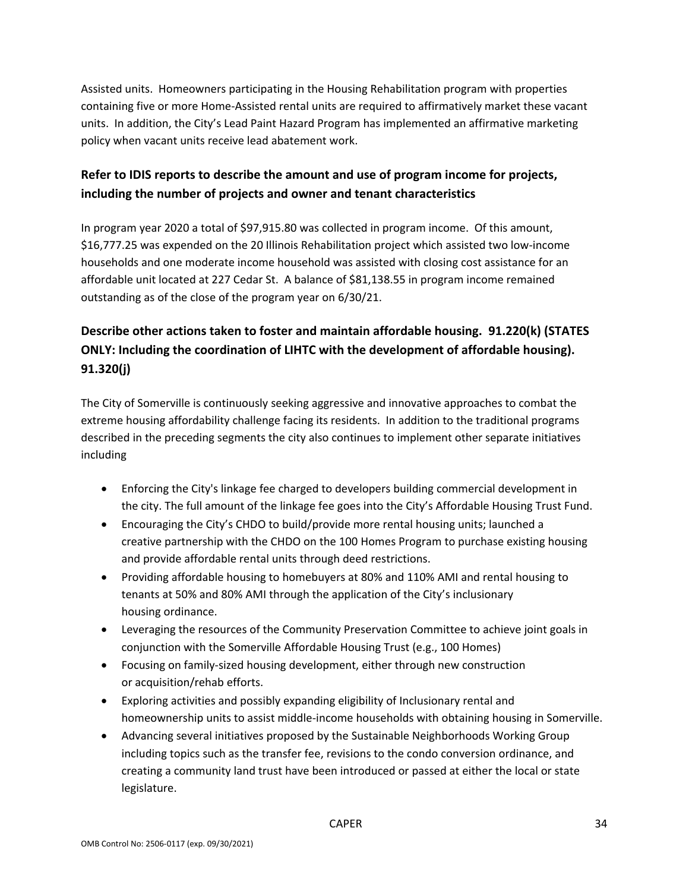Assisted units. Homeowners participating in the Housing Rehabilitation program with properties containing five or more Home-Assisted rental units are required to affirmatively market these vacant units. In addition, the City's Lead Paint Hazard Program has implemented an affirmative marketing policy when vacant units receive lead abatement work.

## Refer to IDIS reports to describe the amount and use of program income for projects, including the number of projects and owner and tenant characteristics

In program year 2020 a total of $97,915.80 was collected in program income. Of this amount, $16,777.25 was expended on the 20 Illinois Rehabilitation project which assisted two low-income households and one moderate income household was assisted with closing cost assistance for an affordable unit located at 227 Cedar St. A balance of $81,138.55 in program income remained outstanding as of the close of the program year on 6/30/21.

## Describe other actions taken to foster and maintain affordable housing. 91.220(k) (STATES ONLY: Including the coordination of LIHTC with the development of affordable housing). 91.320(j)

The City of Somerville is continuously seeking aggressive and innovative approaches to combat the extreme housing affordability challenge facing its residents. In addition to the traditional programs described in the preceding segments the city also continues to implement other separate initiatives including

- Enforcing the City's linkage fee charged to developers building commercial development in the city. The full amount of the linkage fee goes into the City's Affordable Housing Trust Fund.
- Encouraging the City's CHDO to build/provide more rental housing units; launched a creative partnership with the CHDO on the 100 Homes Program to purchase existing housing and provide affordable rental units through deed restrictions.
- Providing affordable housing to homebuyers at 80% and 110% AMI and rental housing to tenants at 50% and 80% AMI through the application of the City's inclusionary housing ordinance.
- Leveraging the resources of the Community Preservation Committee to achieve joint goals in conjunction with the Somerville Affordable Housing Trust (e.g., 100 Homes)
- Focusing on family-sized housing development, either through new construction or acquisition/rehab efforts.
- Exploring activities and possibly expanding eligibility of Inclusionary rental and homeownership units to assist middle-income households with obtaining housing in Somerville.
- Advancing several initiatives proposed by the Sustainable Neighborhoods Working Group including topics such as the transfer fee, revisions to the condo conversion ordinance, and creating a community land trust have been introduced or passed at either the local or state legislature.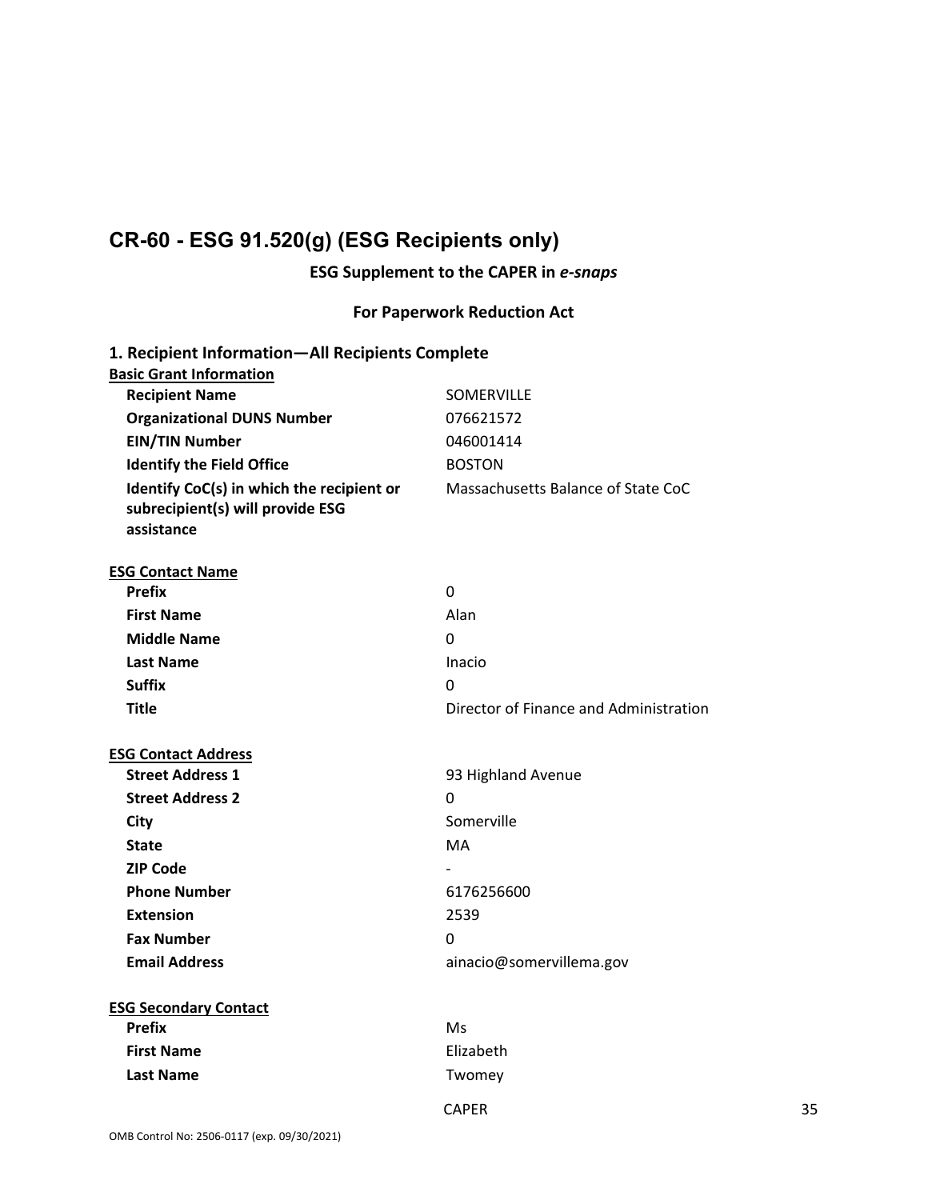# CR-60 - ESG 91.520(g) (ESG Recipients only)

**ESG Supplement to the CAPER in *e-snaps***

**For Paperwork Reduction Act**

## 1. Recipient Information—All Recipients Complete

**Basic Grant Information**

| | |
|---|---|
| **Recipient Name** | SOMERVILLE |
| **Organizational DUNS Number** | 076621572 |
| **EIN/TIN Number** | 046001414 |
| **Identify the Field Office** | BOSTON |
| **Identify CoC(s) in which the recipient or subrecipient(s) will provide ESG assistance** | Massachusetts Balance of State CoC |

**ESG Contact Name**

| | |
|---|---|
| **Prefix** | 0 |
| **First Name** | Alan |
| **Middle Name** | 0 |
| **Last Name** | Inacio |
| **Suffix** | 0 |
| **Title** | Director of Finance and Administration |

**ESG Contact Address**

| | |
|---|---|
| **Street Address 1** | 93 Highland Avenue |
| **Street Address 2** | 0 |
| **City** | Somerville |
| **State** | MA |
| **ZIP Code** | - |
| **Phone Number** | 6176256600 |
| **Extension** | 2539 |
| **Fax Number** | 0 |
| **Email Address** | ainacio@somervillema.gov |

**ESG Secondary Contact**

| | |
|---|---|
| **Prefix** | Ms |
| **First Name** | Elizabeth |
| **Last Name** | Twomey |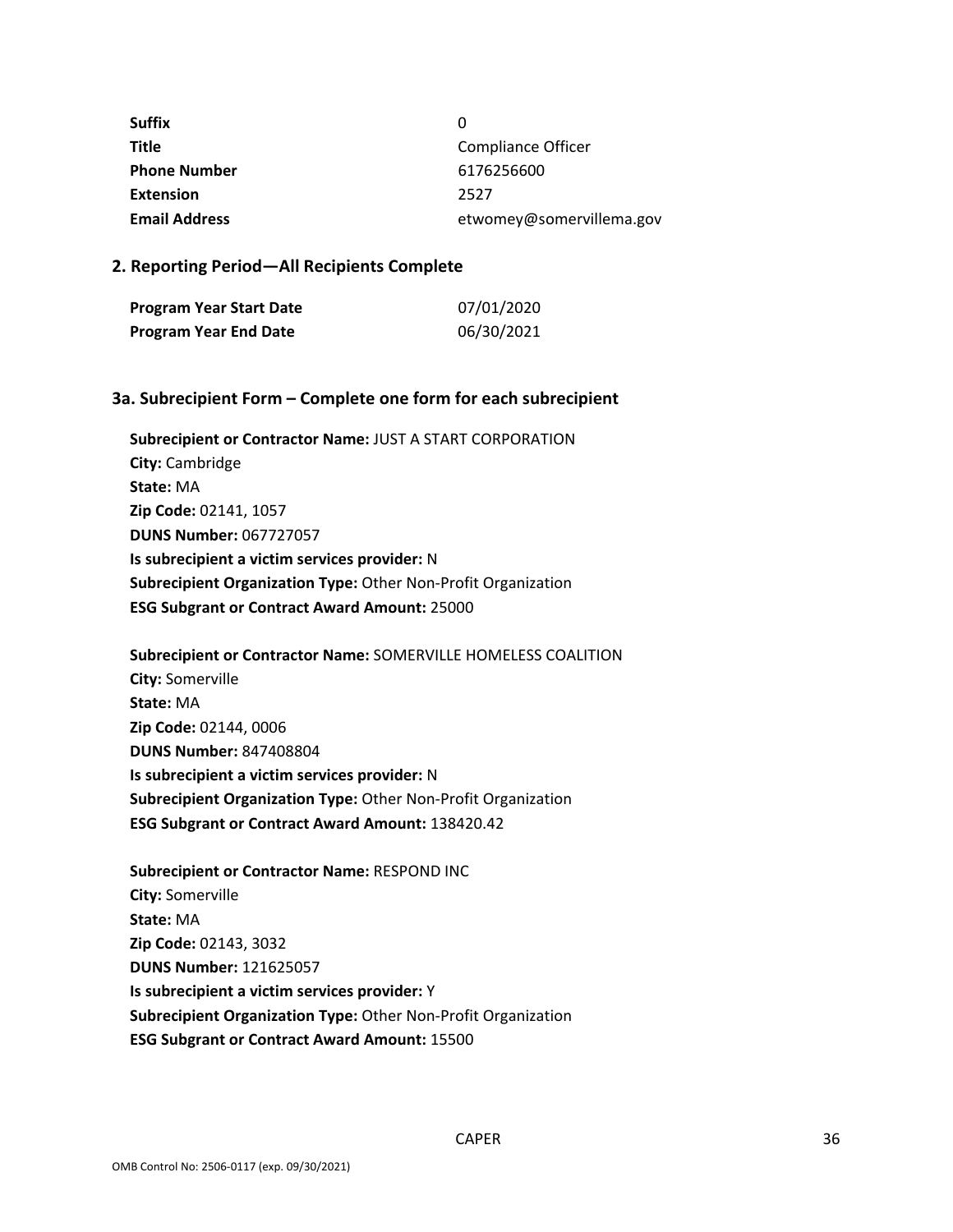| | |
|---|---|
| **Suffix** | 0 |
| **Title** | Compliance Officer |
| **Phone Number** | 6176256600 |
| **Extension** | 2527 |
| **Email Address** | etwomey@somervillema.gov |

## 2. Reporting Period—All Recipients Complete

| | |
|---|---|
| **Program Year Start Date** | 07/01/2020 |
| **Program Year End Date** | 06/30/2021 |

## 3a. Subrecipient Form – Complete one form for each subrecipient

**Subrecipient or Contractor Name:** JUST A START CORPORATION
**City:** Cambridge
**State:** MA
**Zip Code:** 02141, 1057
**DUNS Number:** 067727057
**Is subrecipient a victim services provider:** N
**Subrecipient Organization Type:** Other Non-Profit Organization
**ESG Subgrant or Contract Award Amount:** 25000

**Subrecipient or Contractor Name:** SOMERVILLE HOMELESS COALITION
**City:** Somerville
**State:** MA
**Zip Code:** 02144, 0006
**DUNS Number:** 847408804
**Is subrecipient a victim services provider:** N
**Subrecipient Organization Type:** Other Non-Profit Organization
**ESG Subgrant or Contract Award Amount:** 138420.42

**Subrecipient or Contractor Name:** RESPOND INC
**City:** Somerville
**State:** MA
**Zip Code:** 02143, 3032
**DUNS Number:** 121625057
**Is subrecipient a victim services provider:** Y
**Subrecipient Organization Type:** Other Non-Profit Organization
**ESG Subgrant or Contract Award Amount:** 15500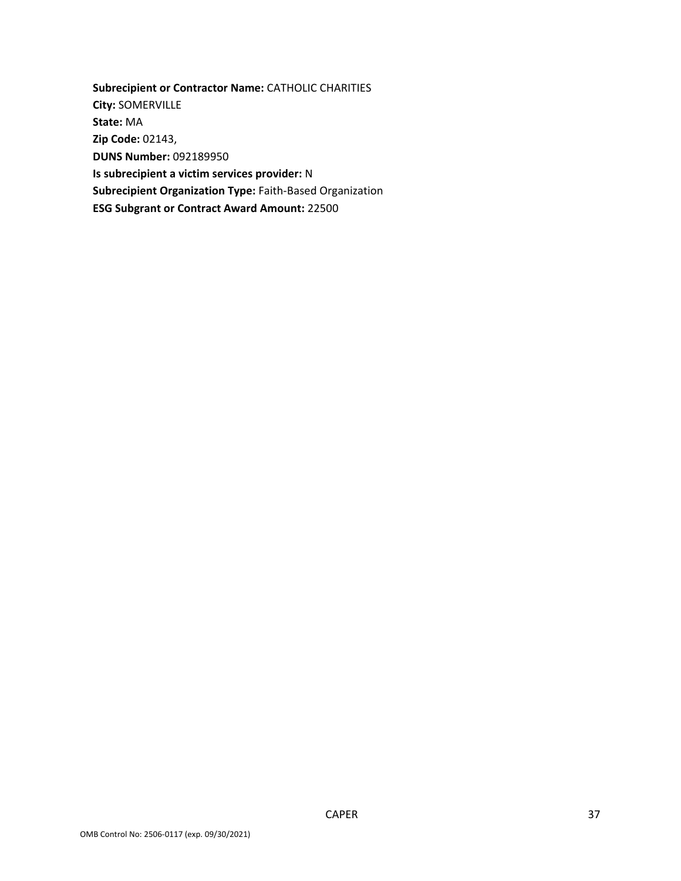**Subrecipient or Contractor Name:** CATHOLIC CHARITIES
**City:** SOMERVILLE
**State:** MA
**Zip Code:** 02143,
**DUNS Number:** 092189950
**Is subrecipient a victim services provider:** N
**Subrecipient Organization Type:** Faith-Based Organization
**ESG Subgrant or Contract Award Amount:** 22500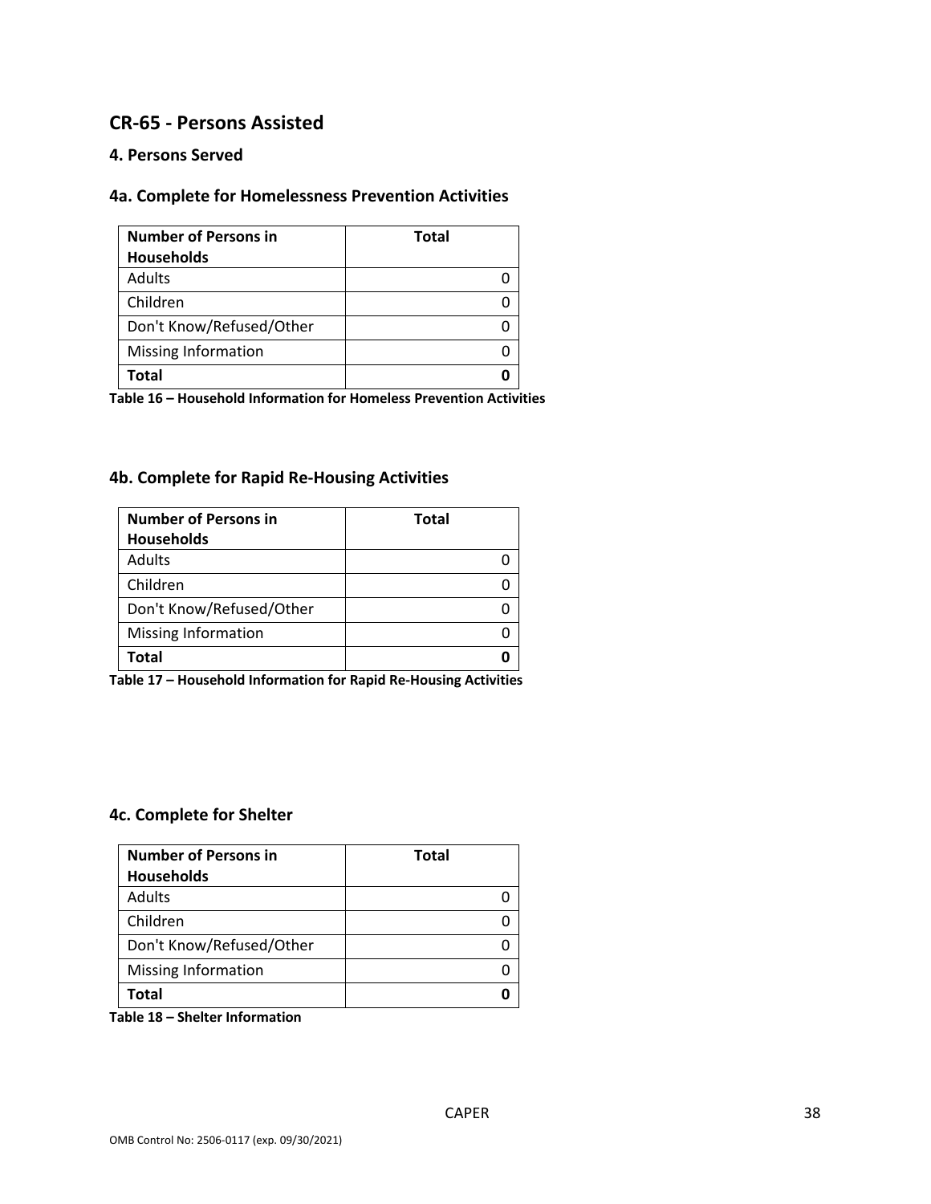## CR-65 - Persons Assisted

### 4. Persons Served

### 4a. Complete for Homelessness Prevention Activities

| Number of Persons in Households | Total |
|---|---|
| Adults | 0 |
| Children | 0 |
| Don't Know/Refused/Other | 0 |
| Missing Information | 0 |
| **Total** | **0** |

**Table 16 – Household Information for Homeless Prevention Activities**

### 4b. Complete for Rapid Re-Housing Activities

| Number of Persons in Households | Total |
|---|---|
| Adults | 0 |
| Children | 0 |
| Don't Know/Refused/Other | 0 |
| Missing Information | 0 |
| **Total** | **0** |

**Table 17 – Household Information for Rapid Re-Housing Activities**

### 4c. Complete for Shelter

| Number of Persons in Households | Total |
|---|---|
| Adults | 0 |
| Children | 0 |
| Don't Know/Refused/Other | 0 |
| Missing Information | 0 |
| **Total** | **0** |

**Table 18 – Shelter Information**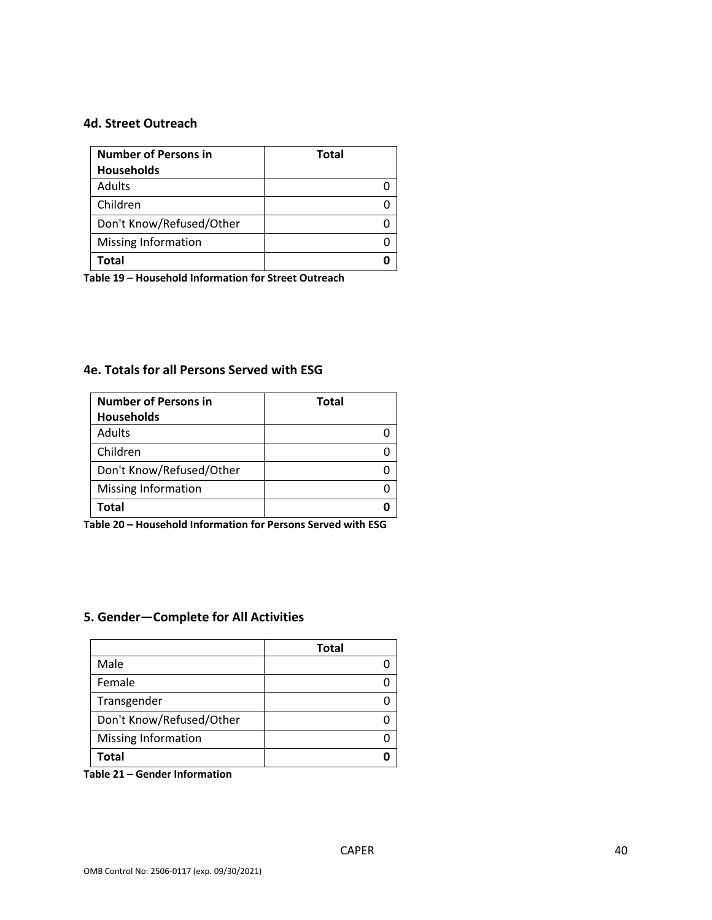### 4d. Street Outreach

| Number of Persons in Households | Total |
| --- | --- |
| Adults | 0 |
| Children | 0 |
| Don't Know/Refused/Other | 0 |
| Missing Information | 0 |
| **Total** | **0** |

**Table 19 – Household Information for Street Outreach**

### 4e. Totals for all Persons Served with ESG

| Number of Persons in Households | Total |
| --- | --- |
| Adults | 0 |
| Children | 0 |
| Don't Know/Refused/Other | 0 |
| Missing Information | 0 |
| **Total** | **0** |

**Table 20 – Household Information for Persons Served with ESG**

### 5. Gender—Complete for All Activities

| | Total |
| --- | --- |
| Male | 0 |
| Female | 0 |
| Transgender | 0 |
| Don't Know/Refused/Other | 0 |
| Missing Information | 0 |
| **Total** | **0** |

**Table 21 – Gender Information**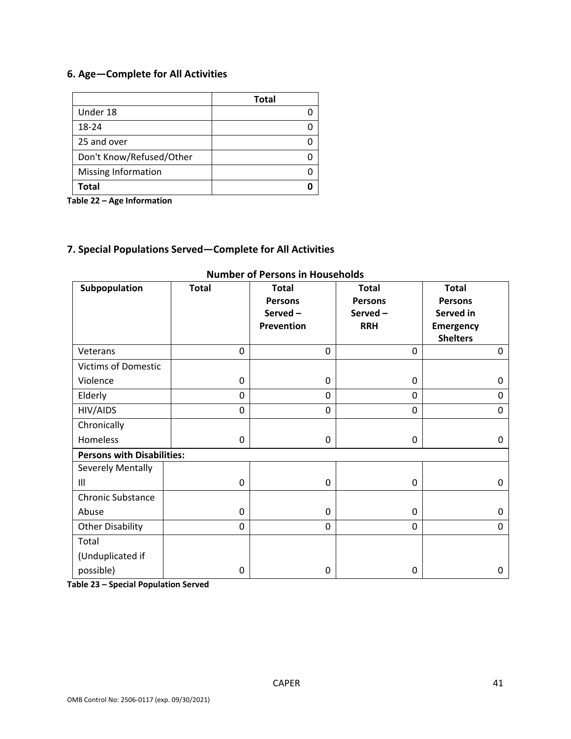## 6. Age—Complete for All Activities

| | Total |
|---|---|
| Under 18 | 0 |
| 18-24 | 0 |
| 25 and over | 0 |
| Don't Know/Refused/Other | 0 |
| Missing Information | 0 |
| **Total** | **0** |

**Table 22 – Age Information**

## 7. Special Populations Served—Complete for All Activities

**Number of Persons in Households**

| Subpopulation | Total | Total Persons Served – Prevention | Total Persons Served – RRH | Total Persons Served in Emergency Shelters |
|---|---|---|---|---|
| Veterans | 0 | 0 | 0 | 0 |
| Victims of Domestic Violence | 0 | 0 | 0 | 0 |
| Elderly | 0 | 0 | 0 | 0 |
| HIV/AIDS | 0 | 0 | 0 | 0 |
| Chronically Homeless | 0 | 0 | 0 | 0 |
| **Persons with Disabilities:** | | | | |
| Severely Mentally Ill | 0 | 0 | 0 | 0 |
| Chronic Substance Abuse | 0 | 0 | 0 | 0 |
| Other Disability | 0 | 0 | 0 | 0 |
| Total (Unduplicated if possible) | 0 | 0 | 0 | 0 |

**Table 23 – Special Population Served**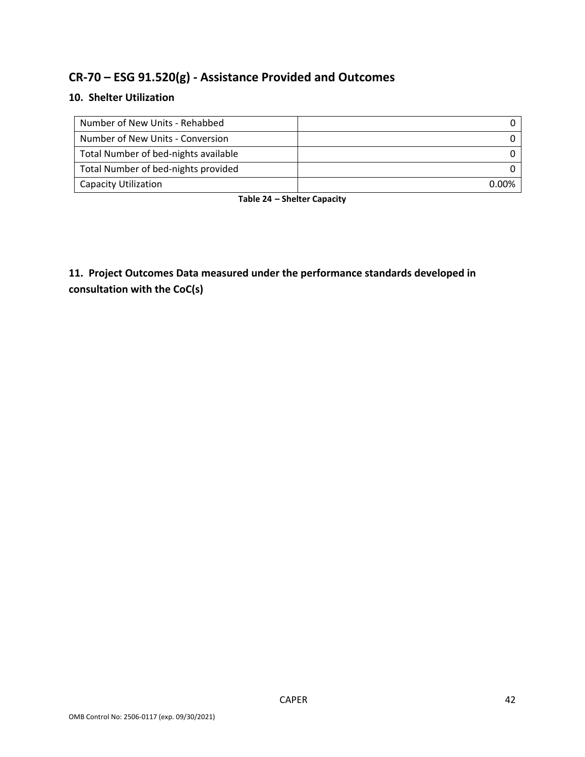## CR-70 – ESG 91.520(g) - Assistance Provided and Outcomes

### 10. Shelter Utilization

| | |
|---|---|
| Number of New Units - Rehabbed | 0 |
| Number of New Units - Conversion | 0 |
| Total Number of bed-nights available | 0 |
| Total Number of bed-nights provided | 0 |
| Capacity Utilization | 0.00% |

**Table 24 – Shelter Capacity**

### 11. Project Outcomes Data measured under the performance standards developed in consultation with the CoC(s)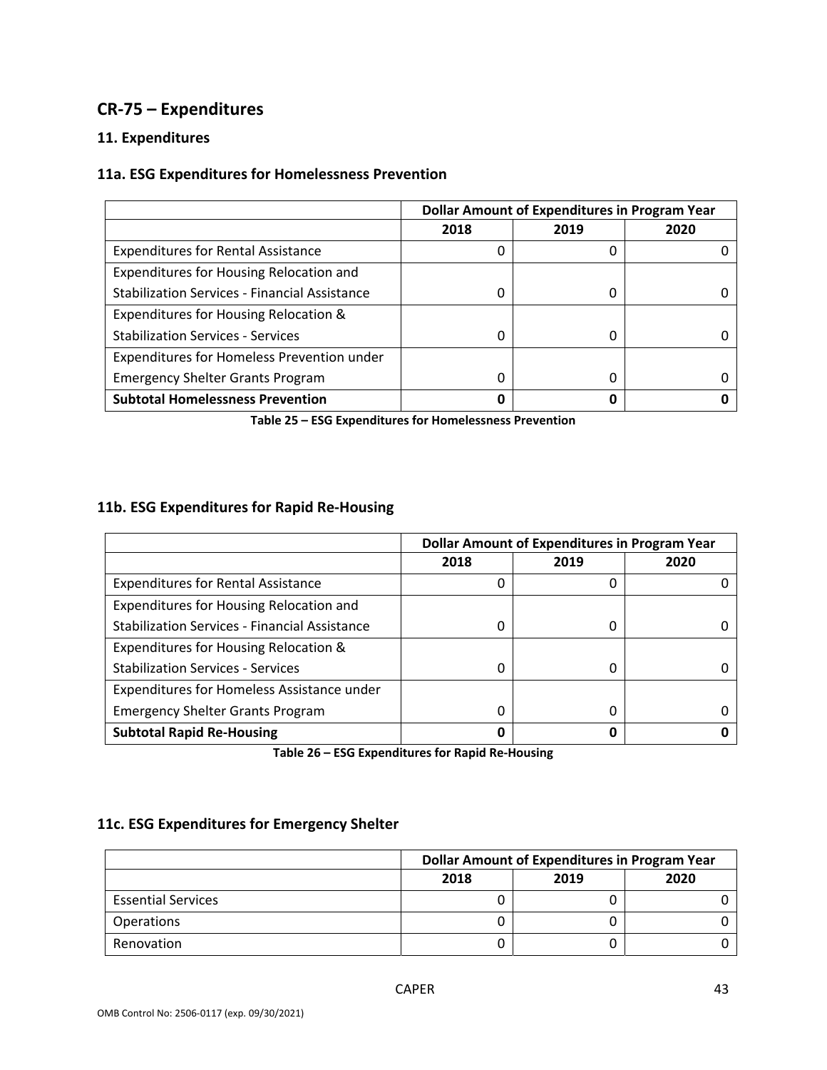## CR-75 – Expenditures

### 11. Expenditures

### 11a. ESG Expenditures for Homelessness Prevention

| | Dollar Amount of Expenditures in Program Year | | |
|---|---|---|---|
| | 2018 | 2019 | 2020 |
| Expenditures for Rental Assistance | 0 | 0 | 0 |
| Expenditures for Housing Relocation and Stabilization Services - Financial Assistance | 0 | 0 | 0 |
| Expenditures for Housing Relocation & Stabilization Services - Services | 0 | 0 | 0 |
| Expenditures for Homeless Prevention under Emergency Shelter Grants Program | 0 | 0 | 0 |
| **Subtotal Homelessness Prevention** | **0** | **0** | **0** |

**Table 25 – ESG Expenditures for Homelessness Prevention**

### 11b. ESG Expenditures for Rapid Re-Housing

| | Dollar Amount of Expenditures in Program Year | | |
|---|---|---|---|
| | 2018 | 2019 | 2020 |
| Expenditures for Rental Assistance | 0 | 0 | 0 |
| Expenditures for Housing Relocation and Stabilization Services - Financial Assistance | 0 | 0 | 0 |
| Expenditures for Housing Relocation & Stabilization Services - Services | 0 | 0 | 0 |
| Expenditures for Homeless Assistance under Emergency Shelter Grants Program | 0 | 0 | 0 |
| **Subtotal Rapid Re-Housing** | **0** | **0** | **0** |

**Table 26 – ESG Expenditures for Rapid Re-Housing**

### 11c. ESG Expenditures for Emergency Shelter

| | Dollar Amount of Expenditures in Program Year | | |
|---|---|---|---|
| | 2018 | 2019 | 2020 |
| Essential Services | 0 | 0 | 0 |
| Operations | 0 | 0 | 0 |
| Renovation | 0 | 0 | 0 |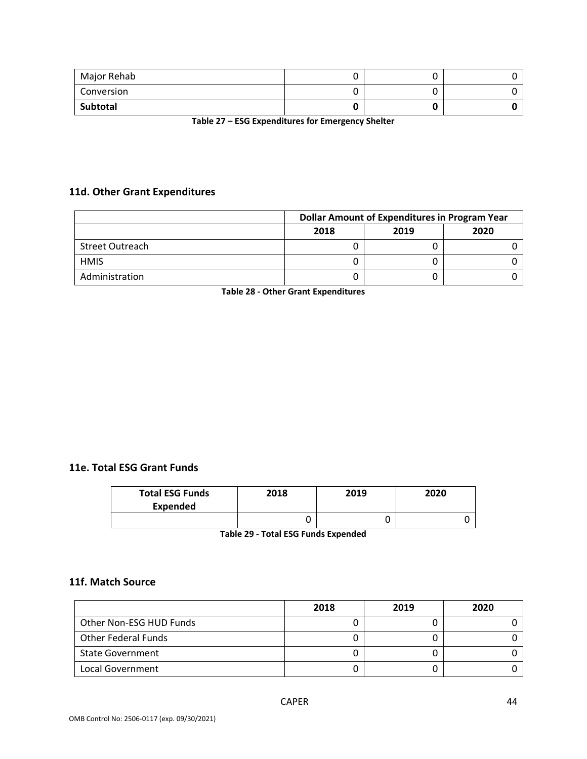| | | | |
|---|---|---|---|
| Major Rehab | 0 | 0 | 0 |
| Conversion | 0 | 0 | 0 |
| **Subtotal** | **0** | **0** | **0** |

**Table 27 – ESG Expenditures for Emergency Shelter**

### 11d. Other Grant Expenditures

| | Dollar Amount of Expenditures in Program Year | | |
|---|---|---|---|
| | **2018** | **2019** | **2020** |
| Street Outreach | 0 | 0 | 0 |
| HMIS | 0 | 0 | 0 |
| Administration | 0 | 0 | 0 |

**Table 28 - Other Grant Expenditures**

### 11e. Total ESG Grant Funds

| Total ESG Funds Expended | 2018 | 2019 | 2020 |
|---|---|---|---|
| | 0 | 0 | 0 |

**Table 29 - Total ESG Funds Expended**

### 11f. Match Source

| | 2018 | 2019 | 2020 |
|---|---|---|---|
| Other Non-ESG HUD Funds | 0 | 0 | 0 |
| Other Federal Funds | 0 | 0 | 0 |
| State Government | 0 | 0 | 0 |
| Local Government | 0 | 0 | 0 |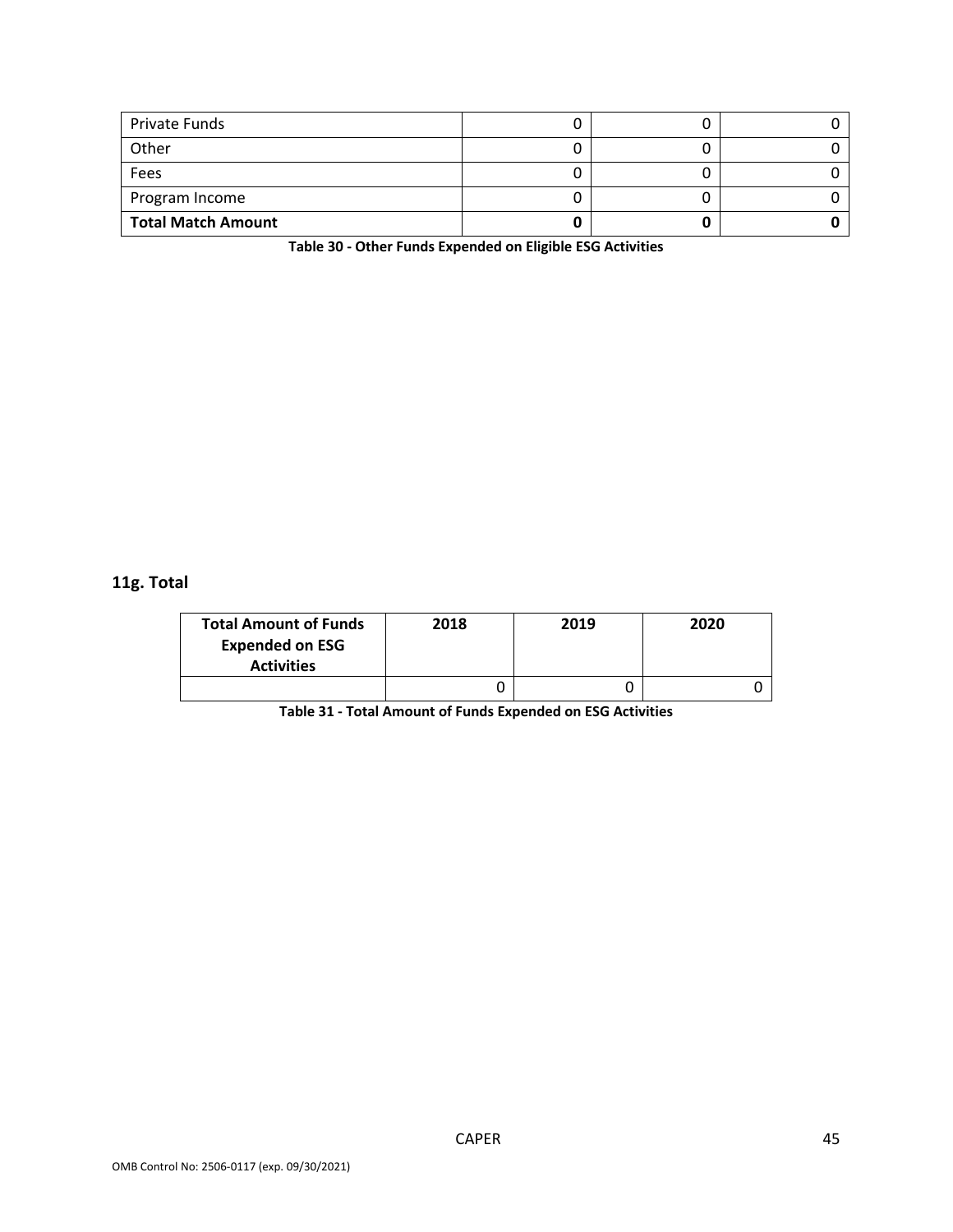| | | | |
|---|---|---|---|
| Private Funds | 0 | 0 | 0 |
| Other | 0 | 0 | 0 |
| Fees | 0 | 0 | 0 |
| Program Income | 0 | 0 | 0 |
| **Total Match Amount** | **0** | **0** | **0** |

**Table 30 - Other Funds Expended on Eligible ESG Activities**

## 11g. Total

| Total Amount of Funds Expended on ESG Activities | 2018 | 2019 | 2020 |
|---|---|---|---|
| | 0 | 0 | 0 |

**Table 31 - Total Amount of Funds Expended on ESG Activities**